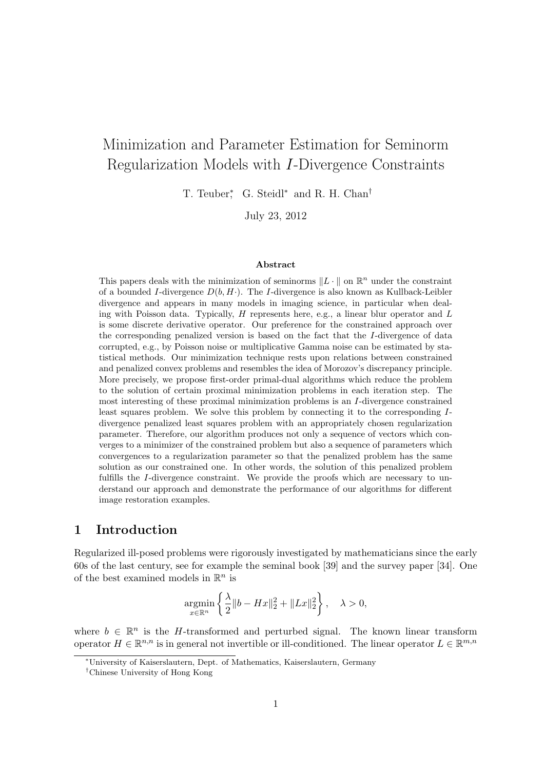# Minimization and Parameter Estimation for Seminorm Regularization Models with $I$-Divergence Constraints

T. Teuber[*], G. Steidl[*] and R. H. Chan[†]

July 23, 2012

### Abstract

This papers deals with the minimization of seminorms $\|L \cdot\|$ on $\mathbb{R}^n$ under the constraint of a bounded $I$-divergence $D(b, H\cdot)$. The $I$-divergence is also known as Kullback-Leibler divergence and appears in many models in imaging science, in particular when dealing with Poisson data. Typically, $H$ represents here, e.g., a linear blur operator and $L$ is some discrete derivative operator. Our preference for the constrained approach over the corresponding penalized version is based on the fact that the $I$-divergence of data corrupted, e.g., by Poisson noise or multiplicative Gamma noise can be estimated by statistical methods. Our minimization technique rests upon relations between constrained and penalized convex problems and resembles the idea of Morozov's discrepancy principle. More precisely, we propose first-order primal-dual algorithms which reduce the problem to the solution of certain proximal minimization problems in each iteration step. The most interesting of these proximal minimization problems is an $I$-divergence constrained least squares problem. We solve this problem by connecting it to the corresponding $I$-divergence penalized least squares problem with an appropriately chosen regularization parameter. Therefore, our algorithm produces not only a sequence of vectors which converges to a minimizer of the constrained problem but also a sequence of parameters which convergences to a regularization parameter so that the penalized problem has the same solution as our constrained one. In other words, the solution of this penalized problem fulfills the $I$-divergence constraint. We provide the proofs which are necessary to understand our approach and demonstrate the performance of our algorithms for different image restoration examples.

## 1 Introduction

Regularized ill-posed problems were rigorously investigated by mathematicians since the early 60s of the last century, see for example the seminal book [39] and the survey paper [34]. One of the best examined models in $\mathbb{R}^n$ is

$$\operatorname*{argmin}_{x \in \mathbb{R}^n} \left\{ \frac{\lambda}{2} \|b - Hx\|_2^2 + \|Lx\|_2^2 \right\}, \quad \lambda > 0,$$

where $b \in \mathbb{R}^n$ is the $H$-transformed and perturbed signal. The known linear transform operator $H \in \mathbb{R}^{n,n}$ is in general not invertible or ill-conditioned. The linear operator $L \in \mathbb{R}^{m,n}$

[*]University of Kaiserslautern, Dept. of Mathematics, Kaiserslautern, Germany

[†]Chinese University of Hong Kong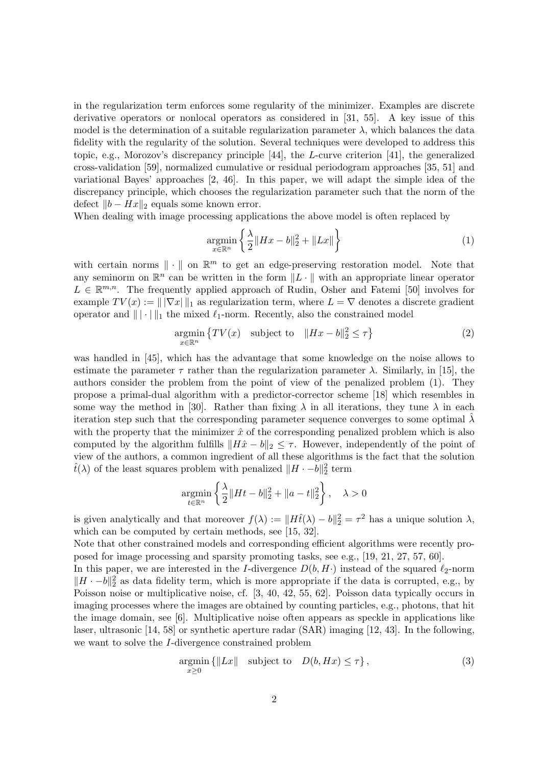in the regularization term enforces some regularity of the minimizer. Examples are discrete derivative operators or nonlocal operators as considered in [31, 55]. A key issue of this model is the determination of a suitable regularization parameter $\lambda$, which balances the data fidelity with the regularity of the solution. Several techniques were developed to address this topic, e.g., Morozov's discrepancy principle [44], the $L$-curve criterion [41], the generalized cross-validation [59], normalized cumulative or residual periodogram approaches [35, 51] and variational Bayes' approaches [2, 46]. In this paper, we will adapt the simple idea of the discrepancy principle, which chooses the regularization parameter such that the norm of the defect $\|b - Hx\|_2$ equals some known error.

When dealing with image processing applications the above model is often replaced by

$$\operatorname*{argmin}_{x\in\mathbb{R}^n} \left\{ \frac{\lambda}{2}\|Hx - b\|_2^2 + \|Lx\| \right\} \tag{1}$$

with certain norms $\|\cdot\|$ on $\mathbb{R}^m$ to get an edge-preserving restoration model. Note that any seminorm on $\mathbb{R}^n$ can be written in the form $\|L\cdot\|$ with an appropriate linear operator $L \in \mathbb{R}^{m,n}$. The frequently applied approach of Rudin, Osher and Fatemi [50] involves for example $TV(x) := \|\,|\nabla x|\,\|_1$ as regularization term, where $L = \nabla$ denotes a discrete gradient operator and $\|\,|\cdot|\,\|_1$ the mixed $\ell_1$-norm. Recently, also the constrained model

$$\operatorname*{argmin}_{x\in\mathbb{R}^n} \left\{ TV(x) \quad \text{subject to} \quad \|Hx - b\|_2^2 \le \tau \right\} \tag{2}$$

was handled in [45], which has the advantage that some knowledge on the noise allows to estimate the parameter $\tau$ rather than the regularization parameter $\lambda$. Similarly, in [15], the authors consider the problem from the point of view of the penalized problem (1). They propose a primal-dual algorithm with a predictor-corrector scheme [18] which resembles in some way the method in [30]. Rather than fixing $\lambda$ in all iterations, they tune $\lambda$ in each iteration step such that the corresponding parameter sequence converges to some optimal $\hat{\lambda}$ with the property that the minimizer $\hat{x}$ of the corresponding penalized problem which is also computed by the algorithm fulfills $\|H\hat{x} - b\|_2 \le \tau$. However, independently of the point of view of the authors, a common ingredient of all these algorithms is the fact that the solution $\hat{t}(\lambda)$ of the least squares problem with penalized $\|H\cdot - b\|_2^2$ term

$$\operatorname*{argmin}_{t\in\mathbb{R}^n} \left\{ \frac{\lambda}{2}\|Ht - b\|_2^2 + \|a - t\|_2^2 \right\}, \quad \lambda > 0$$

is given analytically and that moreover $f(\lambda) := \|H\hat{t}(\lambda) - b\|_2^2 = \tau^2$ has a unique solution $\lambda$, which can be computed by certain methods, see [15, 32].

Note that other constrained models and corresponding efficient algorithms were recently proposed for image processing and sparsity promoting tasks, see e.g., [19, 21, 27, 57, 60].

In this paper, we are interested in the $I$-divergence $D(b, H\cdot)$ instead of the squared $\ell_2$-norm $\|H\cdot - b\|_2^2$ as data fidelity term, which is more appropriate if the data is corrupted, e.g., by Poisson noise or multiplicative noise, cf. [3, 40, 42, 55, 62]. Poisson data typically occurs in imaging processes where the images are obtained by counting particles, e.g., photons, that hit the image domain, see [6]. Multiplicative noise often appears as speckle in applications like laser, ultrasonic [14, 58] or synthetic aperture radar (SAR) imaging [12, 43]. In the following, we want to solve the $I$-divergence constrained problem

$$\operatorname*{argmin}_{x\ge 0} \left\{ \|Lx\| \quad \text{subject to} \quad D(b, Hx) \le \tau \right\}, \tag{3}$$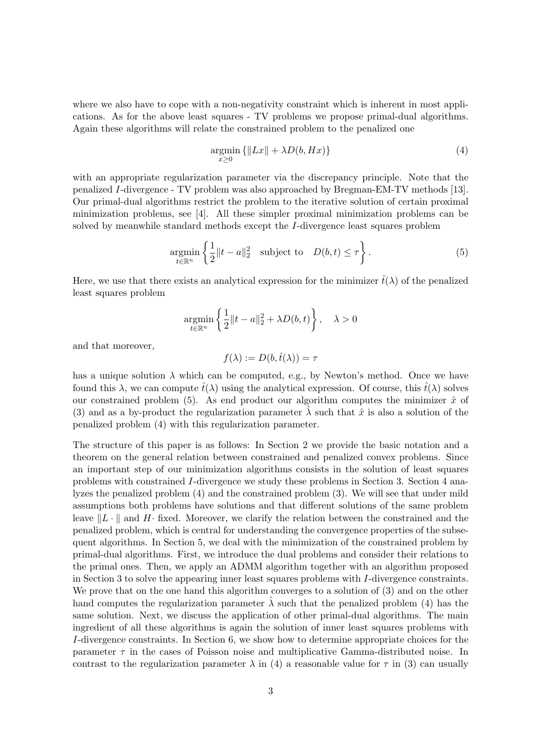where we also have to cope with a non-negativity constraint which is inherent in most applications. As for the above least squares - TV problems we propose primal-dual algorithms. Again these algorithms will relate the constrained problem to the penalized one

$$\underset{x \geq 0}{\operatorname{argmin}} \{\|Lx\| + \lambda D(b, Hx)\} \tag{4}$$

with an appropriate regularization parameter via the discrepancy principle. Note that the penalized $I$-divergence - TV problem was also approached by Bregman-EM-TV methods [13]. Our primal-dual algorithms restrict the problem to the iterative solution of certain proximal minimization problems, see [4]. All these simpler proximal minimization problems can be solved by meanwhile standard methods except the $I$-divergence least squares problem

$$\underset{t \in \mathbb{R}^n}{\operatorname{argmin}} \left\{ \frac{1}{2}\|t - a\|_2^2 \quad \text{subject to} \quad D(b, t) \leq \tau \right\}. \tag{5}$$

Here, we use that there exists an analytical expression for the minimizer $\hat{t}(\lambda)$ of the penalized least squares problem

$$\underset{t \in \mathbb{R}^n}{\operatorname{argmin}} \left\{ \frac{1}{2}\|t - a\|_2^2 + \lambda D(b, t) \right\}, \quad \lambda > 0$$

and that moreover,

$$f(\lambda) := D(b, \hat{t}(\lambda)) = \tau$$

has a unique solution $\lambda$ which can be computed, e.g., by Newton's method. Once we have found this $\lambda$, we can compute $\hat{t}(\lambda)$ using the analytical expression. Of course, this $\hat{t}(\lambda)$ solves our constrained problem (5). As end product our algorithm computes the minimizer $\hat{x}$ of (3) and as a by-product the regularization parameter $\hat{\lambda}$ such that $\hat{x}$ is also a solution of the penalized problem (4) with this regularization parameter.

The structure of this paper is as follows: In Section 2 we provide the basic notation and a theorem on the general relation between constrained and penalized convex problems. Since an important step of our minimization algorithms consists in the solution of least squares problems with constrained $I$-divergence we study these problems in Section 3. Section 4 analyzes the penalized problem (4) and the constrained problem (3). We will see that under mild assumptions both problems have solutions and that different solutions of the same problem leave $\|L \cdot\|$ and $H \cdot$ fixed. Moreover, we clarify the relation between the constrained and the penalized problem, which is central for understanding the convergence properties of the subsequent algorithms. In Section 5, we deal with the minimization of the constrained problem by primal-dual algorithms. First, we introduce the dual problems and consider their relations to the primal ones. Then, we apply an ADMM algorithm together with an algorithm proposed in Section 3 to solve the appearing inner least squares problems with $I$-divergence constraints. We prove that on the one hand this algorithm converges to a solution of (3) and on the other hand computes the regularization parameter $\hat{\lambda}$ such that the penalized problem (4) has the same solution. Next, we discuss the application of other primal-dual algorithms. The main ingredient of all these algorithms is again the solution of inner least squares problems with $I$-divergence constraints. In Section 6, we show how to determine appropriate choices for the parameter $\tau$ in the cases of Poisson noise and multiplicative Gamma-distributed noise. In contrast to the regularization parameter $\lambda$ in (4) a reasonable value for $\tau$ in (3) can usually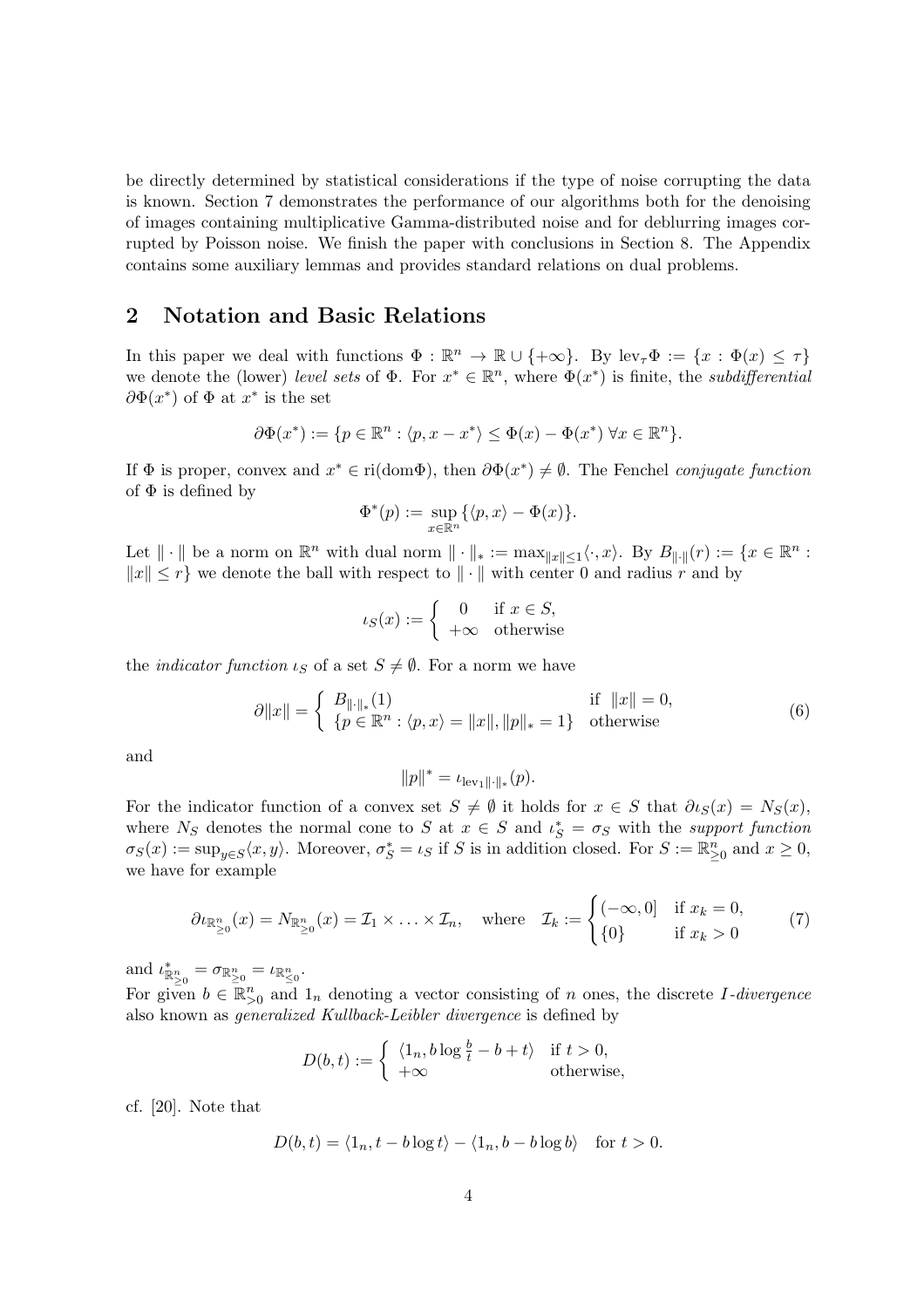be directly determined by statistical considerations if the type of noise corrupting the data is known. Section 7 demonstrates the performance of our algorithms both for the denoising of images containing multiplicative Gamma-distributed noise and for deblurring images corrupted by Poisson noise. We finish the paper with conclusions in Section 8. The Appendix contains some auxiliary lemmas and provides standard relations on dual problems.

## 2 Notation and Basic Relations

In this paper we deal with functions $\Phi : \mathbb{R}^n \to \mathbb{R} \cup \{+\infty\}$. By $\mathrm{lev}_\tau \Phi := \{x : \Phi(x) \le \tau\}$ we denote the (lower) *level sets* of $\Phi$. For $x^* \in \mathbb{R}^n$, where $\Phi(x^*)$ is finite, the *subdifferential* $\partial\Phi(x^*)$ of $\Phi$ at $x^*$ is the set

$$\partial\Phi(x^*) := \{p \in \mathbb{R}^n : \langle p, x - x^*\rangle \le \Phi(x) - \Phi(x^*) \; \forall x \in \mathbb{R}^n\}.$$

If $\Phi$ is proper, convex and $x^* \in \mathrm{ri}(\mathrm{dom}\Phi)$, then $\partial\Phi(x^*) \neq \emptyset$. The Fenchel *conjugate function* of $\Phi$ is defined by

$$\Phi^*(p) := \sup_{x \in \mathbb{R}^n} \{\langle p, x\rangle - \Phi(x)\}.$$

Let $\|\cdot\|$ be a norm on $\mathbb{R}^n$ with dual norm $\|\cdot\|_* := \max_{\|x\|\le 1}\langle \cdot, x\rangle$. By $B_{\|\cdot\|}(r) := \{x \in \mathbb{R}^n : \|x\| \le r\}$ we denote the ball with respect to $\|\cdot\|$ with center 0 and radius $r$ and by

$$\iota_S(x) := \begin{cases} 0 & \text{if } x \in S, \\ +\infty & \text{otherwise} \end{cases}$$

the *indicator function* $\iota_S$ of a set $S \neq \emptyset$. For a norm we have

$$\partial\|x\| = \begin{cases} B_{\|\cdot\|_*}(1) & \text{if } \|x\| = 0, \\ \{p \in \mathbb{R}^n : \langle p, x\rangle = \|x\|, \|p\|_* = 1\} & \text{otherwise} \end{cases} \tag{6}$$

and

$$\|p\|^* = \iota_{\mathrm{lev}_1\|\cdot\|_*}(p).$$

For the indicator function of a convex set $S \neq \emptyset$ it holds for $x \in S$ that $\partial\iota_S(x) = N_S(x)$, where $N_S$ denotes the normal cone to $S$ at $x \in S$ and $\iota_S^* = \sigma_S$ with the *support function* $\sigma_S(x) := \sup_{y \in S}\langle x, y\rangle$. Moreover, $\sigma_S^* = \iota_S$ if $S$ is in addition closed. For $S := \mathbb{R}^n_{\ge 0}$ and $x \ge 0$, we have for example

$$\partial\iota_{\mathbb{R}^n_{\ge 0}}(x) = N_{\mathbb{R}^n_{\ge 0}}(x) = \mathcal{I}_1 \times \ldots \times \mathcal{I}_n, \quad \text{where} \quad \mathcal{I}_k := \begin{cases} (-\infty, 0] & \text{if } x_k = 0, \\ \{0\} & \text{if } x_k > 0 \end{cases} \tag{7}$$

and $\iota^*_{\mathbb{R}^n_{\ge 0}} = \sigma_{\mathbb{R}^n_{\ge 0}} = \iota_{\mathbb{R}^n_{\le 0}}$.
For given $b \in \mathbb{R}^n_{>0}$ and $1_n$ denoting a vector consisting of $n$ ones, the discrete *I-divergence* also known as *generalized Kullback-Leibler divergence* is defined by

$$D(b, t) := \begin{cases} \langle 1_n, b \log \frac{b}{t} - b + t\rangle & \text{if } t > 0, \\ +\infty & \text{otherwise,} \end{cases}$$

cf. [20]. Note that

$$D(b, t) = \langle 1_n, t - b\log t\rangle - \langle 1_n, b - b\log b\rangle \quad \text{for } t > 0.$$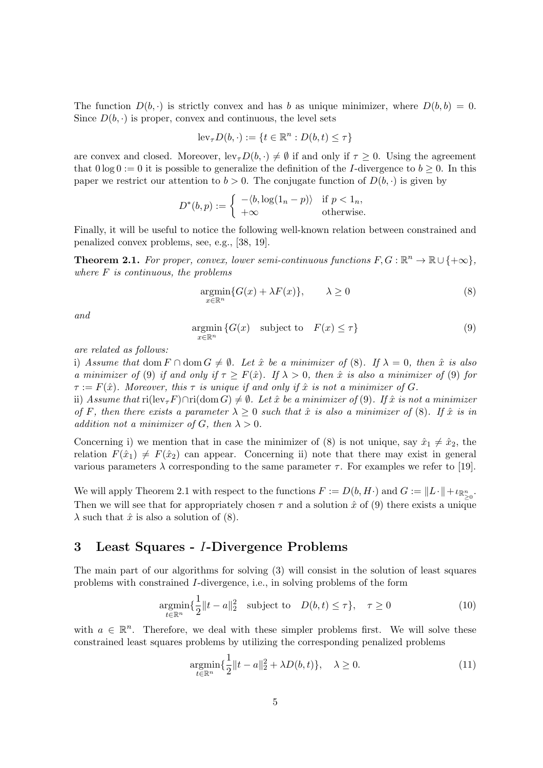The function $D(b, \cdot)$ is strictly convex and has $b$ as unique minimizer, where $D(b, b) = 0$. Since $D(b, \cdot)$ is proper, convex and continuous, the level sets

$$\text{lev}_\tau D(b, \cdot) := \{t \in \mathbb{R}^n : D(b, t) \leq \tau\}$$

are convex and closed. Moreover, $\text{lev}_\tau D(b, \cdot) \neq \emptyset$ if and only if $\tau \geq 0$. Using the agreement that $0 \log 0 := 0$ it is possible to generalize the definition of the $I$-divergence to $b \geq 0$. In this paper we restrict our attention to $b > 0$. The conjugate function of $D(b, \cdot)$ is given by

$$D^*(b, p) := \begin{cases} -\langle b, \log(1_n - p)\rangle & \text{if } p < 1_n, \\ +\infty & \text{otherwise.} \end{cases}$$

Finally, it will be useful to notice the following well-known relation between constrained and penalized convex problems, see, e.g., [38, 19].

**Theorem 2.1.** *For proper, convex, lower semi-continuous functions $F, G : \mathbb{R}^n \to \mathbb{R} \cup \{+\infty\}$, where $F$ is continuous, the problems*

$$\underset{x \in \mathbb{R}^n}{\text{argmin}}\{G(x) + \lambda F(x)\}, \qquad \lambda \geq 0 \tag{8}$$

*and*

$$\underset{x \in \mathbb{R}^n}{\text{argmin}}\,\{G(x) \quad \text{subject to} \quad F(x) \leq \tau\} \tag{9}$$

*are related as follows:*

i) *Assume that $\text{dom}\, F \cap \text{dom}\, G \neq \emptyset$. Let $\hat{x}$ be a minimizer of* (8)*. If $\lambda = 0$, then $\hat{x}$ is also a minimizer of* (9) *if and only if $\tau \geq F(\hat{x})$. If $\lambda > 0$, then $\hat{x}$ is also a minimizer of* (9) *for $\tau := F(\hat{x})$. Moreover, this $\tau$ is unique if and only if $\hat{x}$ is not a minimizer of $G$.*

ii) *Assume that $\text{ri}(\text{lev}_\tau F) \cap \text{ri}(\text{dom}\, G) \neq \emptyset$. Let $\hat{x}$ be a minimizer of* (9)*. If $\hat{x}$ is not a minimizer of $F$, then there exists a parameter $\lambda \geq 0$ such that $\hat{x}$ is also a minimizer of* (8)*. If $\hat{x}$ is in addition not a minimizer of $G$, then $\lambda > 0$.*

Concerning i) we mention that in case the minimizer of (8) is not unique, say $\hat{x}_1 \neq \hat{x}_2$, the relation $F(\hat{x}_1) \neq F(\hat{x}_2)$ can appear. Concerning ii) note that there may exist in general various parameters $\lambda$ corresponding to the same parameter $\tau$. For examples we refer to [19].

We will apply Theorem 2.1 with respect to the functions $F := D(b, H\cdot)$ and $G := \|L \cdot\| + \iota_{\mathbb{R}^n_{\geq 0}}$. Then we will see that for appropriately chosen $\tau$ and a solution $\hat{x}$ of (9) there exists a unique $\lambda$ such that $\hat{x}$ is also a solution of (8).

## 3 Least Squares - $I$-Divergence Problems

The main part of our algorithms for solving (3) will consist in the solution of least squares problems with constrained $I$-divergence, i.e., in solving problems of the form

$$\underset{t \in \mathbb{R}^n}{\text{argmin}}\{\frac{1}{2}\|t - a\|_2^2 \quad \text{subject to} \quad D(b, t) \leq \tau\}, \quad \tau \geq 0 \tag{10}$$

with $a \in \mathbb{R}^n$. Therefore, we deal with these simpler problems first. We will solve these constrained least squares problems by utilizing the corresponding penalized problems

$$\underset{t \in \mathbb{R}^n}{\text{argmin}}\{\frac{1}{2}\|t - a\|_2^2 + \lambda D(b, t)\}, \quad \lambda \geq 0. \tag{11}$$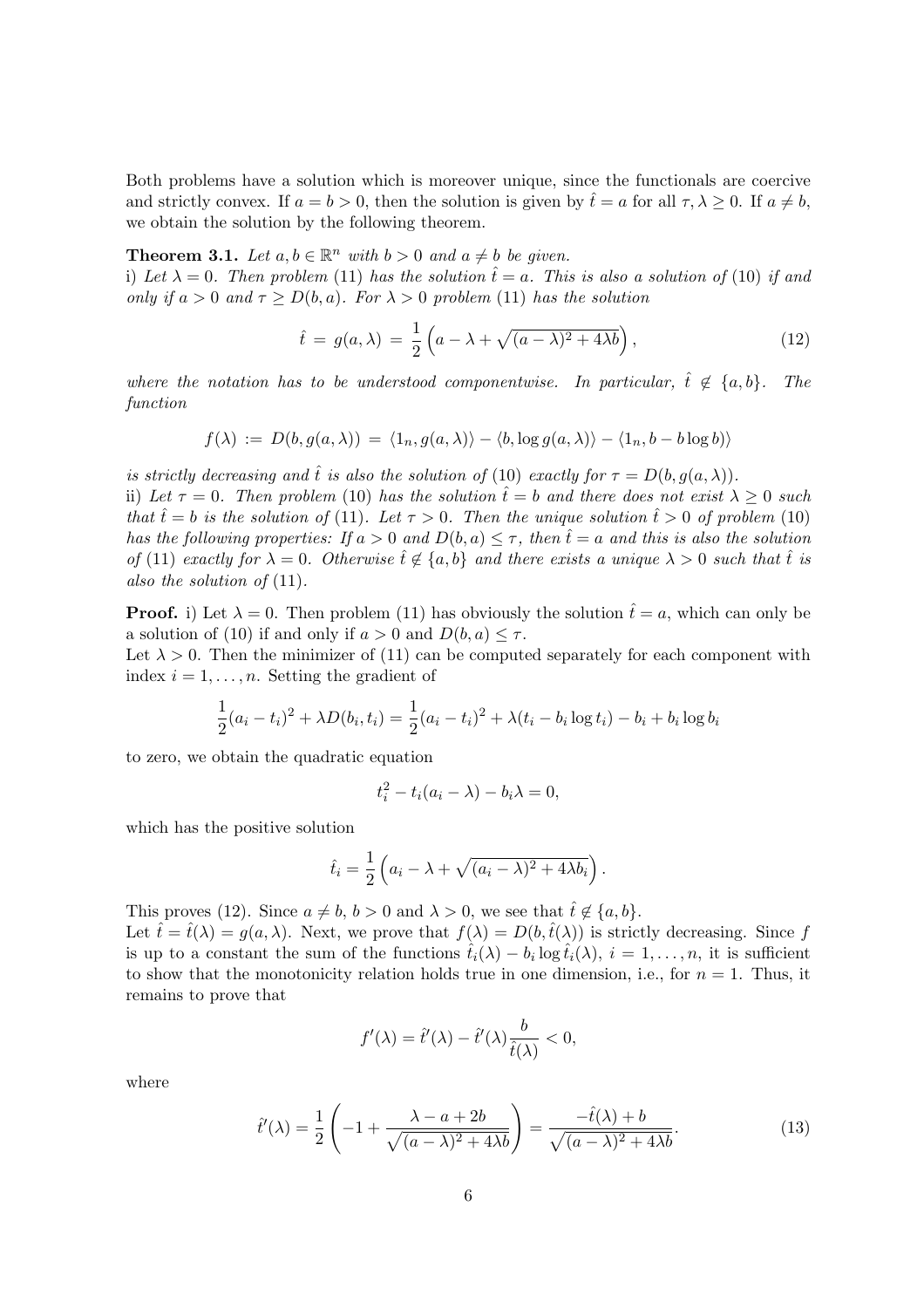Both problems have a solution which is moreover unique, since the functionals are coercive and strictly convex. If $a = b > 0$, then the solution is given by $\hat{t} = a$ for all $\tau, \lambda \geq 0$. If $a \neq b$, we obtain the solution by the following theorem.

**Theorem 3.1.** *Let $a, b \in \mathbb{R}^n$ with $b > 0$ and $a \neq b$ be given.*
*i) Let $\lambda = 0$. Then problem (11) has the solution $\hat{t} = a$. This is also a solution of (10) if and only if $a > 0$ and $\tau \geq D(b, a)$. For $\lambda > 0$ problem (11) has the solution*

$$\hat{t} \,=\, g(a, \lambda) \,=\, \frac{1}{2}\left(a - \lambda + \sqrt{(a-\lambda)^2 + 4\lambda b}\right), \tag{12}$$

*where the notation has to be understood componentwise. In particular, $\hat{t} \notin \{a, b\}$. The function*

$$f(\lambda) \,:=\, D(b, g(a, \lambda)) \,=\, \langle 1_n, g(a, \lambda)\rangle - \langle b, \log g(a, \lambda)\rangle - \langle 1_n, b - b \log b\rangle$$

*is strictly decreasing and $\hat{t}$ is also the solution of (10) exactly for $\tau = D(b, g(a, \lambda))$.*
*ii) Let $\tau = 0$. Then problem (10) has the solution $\hat{t} = b$ and there does not exist $\lambda \geq 0$ such that $\hat{t} = b$ is the solution of (11). Let $\tau > 0$. Then the unique solution $\hat{t} > 0$ of problem (10) has the following properties: If $a > 0$ and $D(b, a) \leq \tau$, then $\hat{t} = a$ and this is also the solution of (11) exactly for $\lambda = 0$. Otherwise $\hat{t} \notin \{a, b\}$ and there exists a unique $\lambda > 0$ such that $\hat{t}$ is also the solution of (11).*

**Proof.** i) Let $\lambda = 0$. Then problem (11) has obviously the solution $\hat{t} = a$, which can only be a solution of (10) if and only if $a > 0$ and $D(b, a) \leq \tau$.
Let $\lambda > 0$. Then the minimizer of (11) can be computed separately for each component with index $i = 1, \ldots, n$. Setting the gradient of

$$\frac{1}{2}(a_i - t_i)^2 + \lambda D(b_i, t_i) = \frac{1}{2}(a_i - t_i)^2 + \lambda(t_i - b_i \log t_i) - b_i + b_i \log b_i$$

to zero, we obtain the quadratic equation

$$t_i^2 - t_i(a_i - \lambda) - b_i \lambda = 0,$$

which has the positive solution

$$\hat{t}_i = \frac{1}{2}\left(a_i - \lambda + \sqrt{(a_i - \lambda)^2 + 4\lambda b_i}\right).$$

This proves (12). Since $a \neq b$, $b > 0$ and $\lambda > 0$, we see that $\hat{t} \notin \{a, b\}$.
Let $\hat{t} = \hat{t}(\lambda) = g(a, \lambda)$. Next, we prove that $f(\lambda) = D(b, \hat{t}(\lambda))$ is strictly decreasing. Since $f$ is up to a constant the sum of the functions $\hat{t}_i(\lambda) - b_i \log \hat{t}_i(\lambda)$, $i = 1, \ldots, n$, it is sufficient to show that the monotonicity relation holds true in one dimension, i.e., for $n = 1$. Thus, it remains to prove that

$$f'(\lambda) = \hat{t}'(\lambda) - \hat{t}'(\lambda)\frac{b}{\hat{t}(\lambda)} < 0,$$

where

$$\hat{t}'(\lambda) = \frac{1}{2}\left(-1 + \frac{\lambda - a + 2b}{\sqrt{(a-\lambda)^2 + 4\lambda b}}\right) = \frac{-\hat{t}(\lambda) + b}{\sqrt{(a-\lambda)^2 + 4\lambda b}}. \tag{13}$$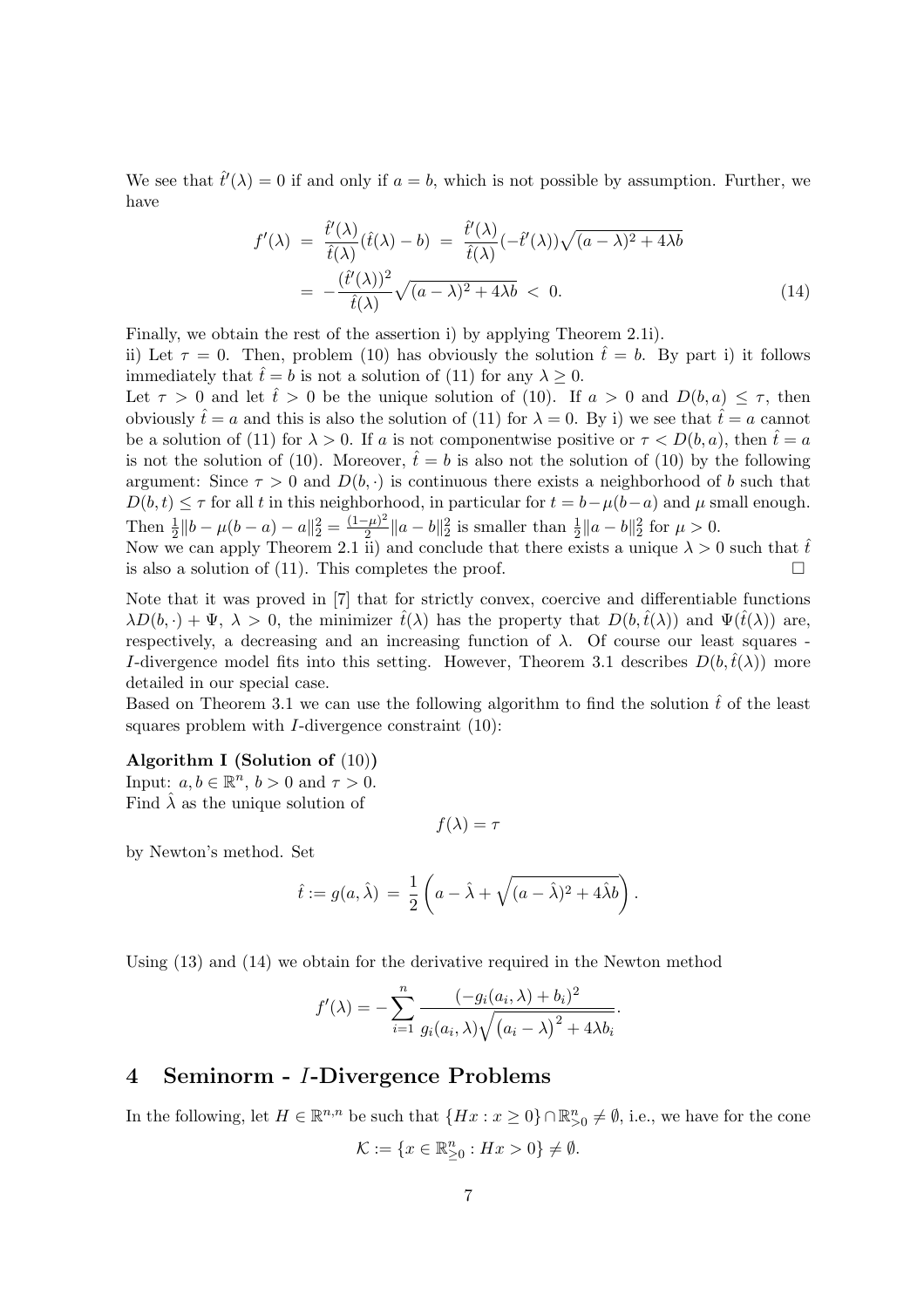We see that $\hat{t}'(\lambda) = 0$ if and only if $a = b$, which is not possible by assumption. Further, we have

$$
\begin{aligned}
f'(\lambda) &= \frac{\hat{t}'(\lambda)}{\hat{t}(\lambda)}(\hat{t}(\lambda) - b) \;=\; \frac{\hat{t}'(\lambda)}{\hat{t}(\lambda)}(-\hat{t}'(\lambda))\sqrt{(a-\lambda)^2 + 4\lambda b} \\
&= -\frac{(\hat{t}'(\lambda))^2}{\hat{t}(\lambda)}\sqrt{(a-\lambda)^2 + 4\lambda b} \;<\; 0. \qquad (14)
\end{aligned}
$$

Finally, we obtain the rest of the assertion i) by applying Theorem 2.1i).

ii) Let $\tau = 0$. Then, problem (10) has obviously the solution $\hat{t} = b$. By part i) it follows immediately that $\hat{t} = b$ is not a solution of (11) for any $\lambda \geq 0$.

Let $\tau > 0$ and let $\hat{t} > 0$ be the unique solution of (10). If $a > 0$ and $D(b, a) \leq \tau$, then obviously $\hat{t} = a$ and this is also the solution of (11) for $\lambda = 0$. By i) we see that $\hat{t} = a$ cannot be a solution of (11) for $\lambda > 0$. If $a$ is not componentwise positive or $\tau < D(b, a)$, then $\hat{t} = a$ is not the solution of (10). Moreover, $\hat{t} = b$ is also not the solution of (10) by the following argument: Since $\tau > 0$ and $D(b, \cdot)$ is continuous there exists a neighborhood of $b$ such that $D(b, t) \leq \tau$ for all $t$ in this neighborhood, in particular for $t = b - \mu(b - a)$ and $\mu$ small enough. Then $\frac{1}{2}\|b - \mu(b-a) - a\|_2^2 = \frac{(1-\mu)^2}{2}\|a - b\|_2^2$ is smaller than $\frac{1}{2}\|a - b\|_2^2$ for $\mu > 0$.

Now we can apply Theorem 2.1 ii) and conclude that there exists a unique $\lambda > 0$ such that $\hat{t}$ is also a solution of (11). This completes the proof. $\square$

Note that it was proved in [7] that for strictly convex, coercive and differentiable functions $\lambda D(b, \cdot) + \Psi$, $\lambda > 0$, the minimizer $\hat{t}(\lambda)$ has the property that $D(b, \hat{t}(\lambda))$ and $\Psi(\hat{t}(\lambda))$ are, respectively, a decreasing and an increasing function of $\lambda$. Of course our least squares - $I$-divergence model fits into this setting. However, Theorem 3.1 describes $D(b, \hat{t}(\lambda))$ more detailed in our special case.

Based on Theorem 3.1 we can use the following algorithm to find the solution $\hat{t}$ of the least squares problem with $I$-divergence constraint (10):

**Algorithm I (Solution of (10))**
Input: $a, b \in \mathbb{R}^n$, $b > 0$ and $\tau > 0$.
Find $\hat{\lambda}$ as the unique solution of

$$
f(\lambda) = \tau
$$

by Newton's method. Set

$$
\hat{t} := g(a, \hat{\lambda}) \;=\; \frac{1}{2}\left(a - \hat{\lambda} + \sqrt{(a - \hat{\lambda})^2 + 4\hat{\lambda} b}\right).
$$

Using (13) and (14) we obtain for the derivative required in the Newton method

$$
f'(\lambda) = -\sum_{i=1}^{n} \frac{(-g_i(a_i, \lambda) + b_i)^2}{g_i(a_i, \lambda)\sqrt{\left(a_i - \lambda\right)^2 + 4\lambda b_i}}.
$$

## 4 Seminorm - $I$-Divergence Problems

In the following, let $H \in \mathbb{R}^{n,n}$ be such that $\{Hx : x \geq 0\} \cap \mathbb{R}^n_{>0} \neq \emptyset$, i.e., we have for the cone

$$
\mathcal{K} := \{x \in \mathbb{R}^n_{\geq 0} : Hx > 0\} \neq \emptyset.
$$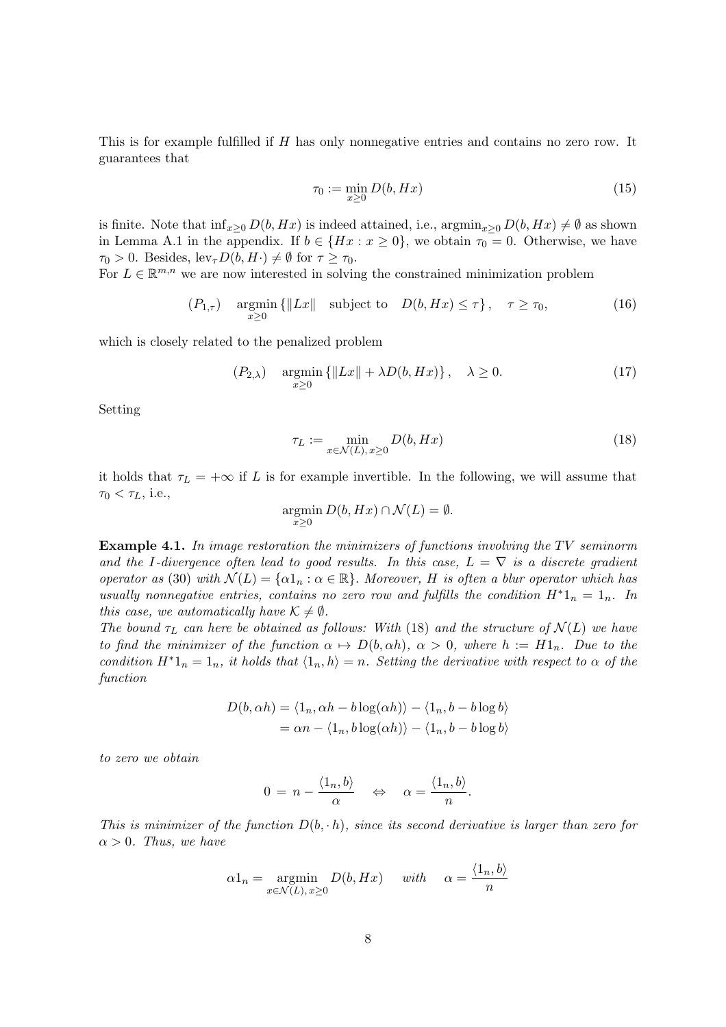This is for example fulfilled if $H$ has only nonnegative entries and contains no zero row. It guarantees that

$$\tau_0 := \min_{x \geq 0} D(b, Hx) \tag{15}$$

is finite. Note that $\inf_{x\geq 0} D(b, Hx)$ is indeed attained, i.e., $\operatorname{argmin}_{x\geq 0} D(b, Hx) \neq \emptyset$ as shown in Lemma A.1 in the appendix. If $b \in \{Hx : x \geq 0\}$, we obtain $\tau_0 = 0$. Otherwise, we have $\tau_0 > 0$. Besides, $\operatorname{lev}_\tau D(b, H\cdot) \neq \emptyset$ for $\tau \geq \tau_0$.

For $L \in \mathbb{R}^{m,n}$ we are now interested in solving the constrained minimization problem

$$(P_{1,\tau}) \quad \operatorname*{argmin}_{x\geq 0} \{\|Lx\| \quad \text{subject to} \quad D(b, Hx) \leq \tau\}, \quad \tau \geq \tau_0, \tag{16}$$

which is closely related to the penalized problem

$$(P_{2,\lambda}) \quad \operatorname*{argmin}_{x\geq 0} \{\|Lx\| + \lambda D(b, Hx)\}, \quad \lambda \geq 0. \tag{17}$$

Setting

$$\tau_L := \min_{x\in\mathcal{N}(L),\, x\geq 0} D(b, Hx) \tag{18}$$

it holds that $\tau_L = +\infty$ if $L$ is for example invertible. In the following, we will assume that $\tau_0 < \tau_L$, i.e.,

$$\operatorname*{argmin}_{x\geq 0} D(b, Hx) \cap \mathcal{N}(L) = \emptyset.$$

**Example 4.1.** *In image restoration the minimizers of functions involving the TV seminorm and the I-divergence often lead to good results. In this case, $L = \nabla$ is a discrete gradient operator as (30) with $\mathcal{N}(L) = \{\alpha 1_n : \alpha \in \mathbb{R}\}$. Moreover, $H$ is often a blur operator which has usually nonnegative entries, contains no zero row and fulfills the condition $H^* 1_n = 1_n$. In this case, we automatically have $\mathcal{K} \neq \emptyset$.*

*The bound $\tau_L$ can here be obtained as follows: With (18) and the structure of $\mathcal{N}(L)$ we have to find the minimizer of the function $\alpha \mapsto D(b, \alpha h)$, $\alpha > 0$, where $h := H1_n$. Due to the condition $H^* 1_n = 1_n$, it holds that $\langle 1_n, h\rangle = n$. Setting the derivative with respect to $\alpha$ of the function*

$$\begin{aligned}
D(b, \alpha h) &= \langle 1_n, \alpha h - b \log(\alpha h)\rangle - \langle 1_n, b - b \log b\rangle \\
&= \alpha n - \langle 1_n, b \log(\alpha h)\rangle - \langle 1_n, b - b \log b\rangle
\end{aligned}$$

*to zero we obtain*

$$0 \;=\; n - \frac{\langle 1_n, b\rangle}{\alpha} \quad \Leftrightarrow \quad \alpha = \frac{\langle 1_n, b\rangle}{n}.$$

*This is minimizer of the function $D(b, \cdot\, h)$, since its second derivative is larger than zero for $\alpha > 0$. Thus, we have*

$$\alpha 1_n = \operatorname*{argmin}_{x\in\mathcal{N}(L),\, x\geq 0} D(b, Hx) \quad \text{with} \quad \alpha = \frac{\langle 1_n, b\rangle}{n}$$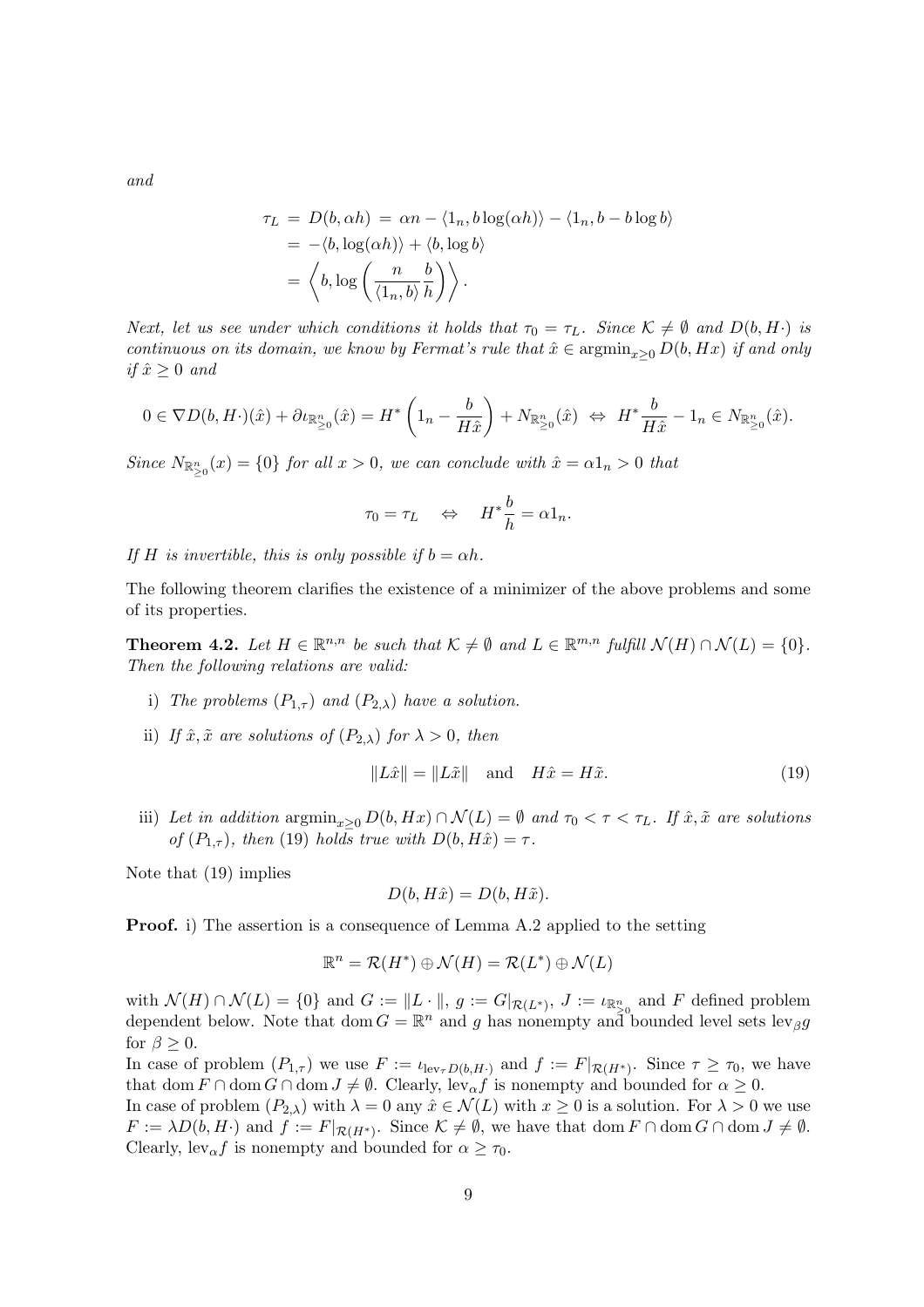*and*

$$
\begin{aligned}
\tau_L &= D(b, \alpha h) = \alpha n - \langle 1_n, b \log(\alpha h) \rangle - \langle 1_n, b - b \log b \rangle \\
&= -\langle b, \log(\alpha h) \rangle + \langle b, \log b \rangle \\
&= \left\langle b, \log \left( \frac{n}{\langle 1_n, b \rangle} \frac{b}{h} \right) \right\rangle .
\end{aligned}
$$

*Next, let us see under which conditions it holds that $\tau_0 = \tau_L$. Since $\mathcal{K} \neq \emptyset$ and $D(b, H\cdot)$ is continuous on its domain, we know by Fermat's rule that $\hat{x} \in \operatorname{argmin}_{x \geq 0} D(b, Hx)$ if and only if $\hat{x} \geq 0$ and*

$$
0 \in \nabla D(b, H\cdot)(\hat{x}) + \partial \iota_{\mathbb{R}^n_{\geq 0}}(\hat{x}) = H^* \left( 1_n - \frac{b}{H\hat{x}} \right) + N_{\mathbb{R}^n_{\geq 0}}(\hat{x}) \;\Leftrightarrow\; H^* \frac{b}{H\hat{x}} - 1_n \in N_{\mathbb{R}^n_{\geq 0}}(\hat{x}).
$$

*Since $N_{\mathbb{R}^n_{\geq 0}}(x) = \{0\}$ for all $x > 0$, we can conclude with $\hat{x} = \alpha 1_n > 0$ that*

$$
\tau_0 = \tau_L \quad \Leftrightarrow \quad H^* \frac{b}{h} = \alpha 1_n .
$$

*If $H$ is invertible, this is only possible if $b = \alpha h$.*

The following theorem clarifies the existence of a minimizer of the above problems and some of its properties.

**Theorem 4.2.** *Let $H \in \mathbb{R}^{n,n}$ be such that $\mathcal{K} \neq \emptyset$ and $L \in \mathbb{R}^{m,n}$ fulfill $\mathcal{N}(H) \cap \mathcal{N}(L) = \{0\}$. Then the following relations are valid:*

i) *The problems $(P_{1,\tau})$ and $(P_{2,\lambda})$ have a solution.*

ii) *If $\hat{x}, \tilde{x}$ are solutions of $(P_{2,\lambda})$ for $\lambda > 0$, then*

$$
\|L\hat{x}\| = \|L\tilde{x}\| \quad \text{and} \quad H\hat{x} = H\tilde{x}. \tag{19}
$$

iii) *Let in addition $\operatorname{argmin}_{x \geq 0} D(b, Hx) \cap \mathcal{N}(L) = \emptyset$ and $\tau_0 < \tau < \tau_L$. If $\hat{x}, \tilde{x}$ are solutions of $(P_{1,\tau})$, then (19) holds true with $D(b, H\hat{x}) = \tau$.*

Note that (19) implies

$$
D(b, H\hat{x}) = D(b, H\tilde{x}).
$$

**Proof.** i) The assertion is a consequence of Lemma A.2 applied to the setting

$$
\mathbb{R}^n = \mathcal{R}(H^*) \oplus \mathcal{N}(H) = \mathcal{R}(L^*) \oplus \mathcal{N}(L)
$$

with $\mathcal{N}(H) \cap \mathcal{N}(L) = \{0\}$ and $G := \|L \cdot\|$, $g := G|_{\mathcal{R}(L^*)}$, $J := \iota_{\mathbb{R}^n_{\geq 0}}$ and $F$ defined problem dependent below. Note that $\operatorname{dom} G = \mathbb{R}^n$ and $g$ has nonempty and bounded level sets $\operatorname{lev}_\beta g$ for $\beta \geq 0$.

In case of problem $(P_{1,\tau})$ we use $F := \iota_{\operatorname{lev}_\tau D(b,H\cdot)}$ and $f := F|_{\mathcal{R}(H^*)}$. Since $\tau \geq \tau_0$, we have that $\operatorname{dom} F \cap \operatorname{dom} G \cap \operatorname{dom} J \neq \emptyset$. Clearly, $\operatorname{lev}_\alpha f$ is nonempty and bounded for $\alpha \geq 0$.

In case of problem $(P_{2,\lambda})$ with $\lambda = 0$ any $\hat{x} \in \mathcal{N}(L)$ with $x \geq 0$ is a solution. For $\lambda > 0$ we use $F := \lambda D(b, H\cdot)$ and $f := F|_{\mathcal{R}(H^*)}$. Since $\mathcal{K} \neq \emptyset$, we have that $\operatorname{dom} F \cap \operatorname{dom} G \cap \operatorname{dom} J \neq \emptyset$. Clearly, $\operatorname{lev}_\alpha f$ is nonempty and bounded for $\alpha \geq \tau_0$.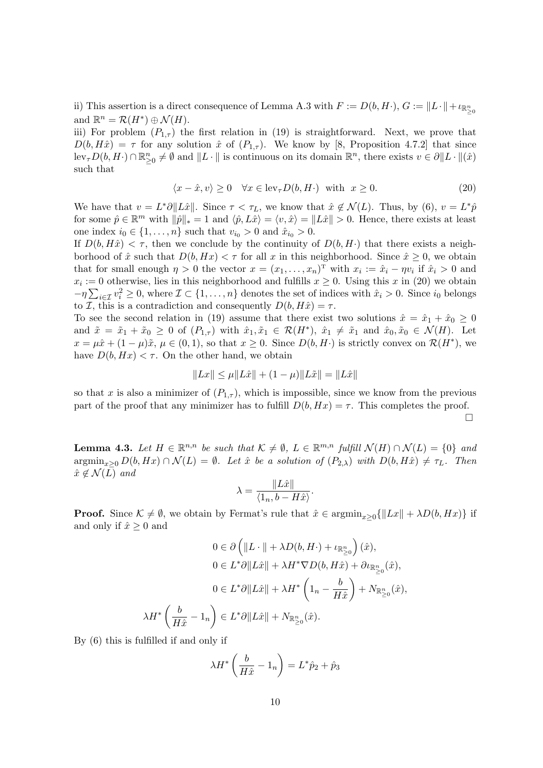ii) This assertion is a direct consequence of Lemma A.3 with $F := D(b, H\cdot)$, $G := \|L\cdot\| + \iota_{\mathbb{R}^n_{\geq 0}}$ and $\mathbb{R}^n = \mathcal{R}(H^*) \oplus \mathcal{N}(H)$.

iii) For problem $(P_{1,\tau})$ the first relation in (19) is straightforward. Next, we prove that $D(b, H\hat{x}) = \tau$ for any solution $\hat{x}$ of $(P_{1,\tau})$. We know by [8, Proposition 4.7.2] that since $\text{lev}_\tau D(b, H\cdot) \cap \mathbb{R}^n_{\geq 0} \neq \emptyset$ and $\|L\cdot\|$ is continuous on its domain $\mathbb{R}^n$, there exists $v \in \partial\|L\cdot\|(\hat{x})$ such that

$$\langle x - \hat{x}, v\rangle \geq 0 \quad \forall x \in \text{lev}_\tau D(b, H\cdot) \;\text{ with }\; x \geq 0. \tag{20}$$

We have that $v = L^*\partial\|L\hat{x}\|$. Since $\tau < \tau_L$, we know that $\hat{x} \notin \mathcal{N}(L)$. Thus, by (6), $v = L^*\hat{p}$ for some $\hat{p} \in \mathbb{R}^m$ with $\|\hat{p}\|_* = 1$ and $\langle \hat{p}, L\hat{x}\rangle = \langle v, \hat{x}\rangle = \|L\hat{x}\| > 0$. Hence, there exists at least one index $i_0 \in \{1, \ldots, n\}$ such that $v_{i_0} > 0$ and $\hat{x}_{i_0} > 0$.

If $D(b, H\hat{x}) < \tau$, then we conclude by the continuity of $D(b, H\cdot)$ that there exists a neighborhood of $\hat{x}$ such that $D(b, Hx) < \tau$ for all $x$ in this neighborhood. Since $\hat{x} \geq 0$, we obtain that for small enough $\eta > 0$ the vector $x = (x_1, \ldots, x_n)^{\mathrm{T}}$ with $x_i := \hat{x}_i - \eta v_i$ if $\hat{x}_i > 0$ and $x_i := 0$ otherwise, lies in this neighborhood and fulfills $x \geq 0$. Using this $x$ in (20) we obtain $-\eta \sum_{i \in \mathcal{I}} v_i^2 \geq 0$, where $\mathcal{I} \subset \{1, \ldots, n\}$ denotes the set of indices with $\hat{x}_i > 0$. Since $i_0$ belongs to $\mathcal{I}$, this is a contradiction and consequently $D(b, H\hat{x}) = \tau$.

To see the second relation in (19) assume that there exist two solutions $\hat{x} = \hat{x}_1 + \hat{x}_0 \geq 0$ and $\tilde{x} = \tilde{x}_1 + \tilde{x}_0 \geq 0$ of $(P_{1,\tau})$ with $\hat{x}_1, \tilde{x}_1 \in \mathcal{R}(H^*)$, $\hat{x}_1 \neq \tilde{x}_1$ and $\hat{x}_0, \tilde{x}_0 \in \mathcal{N}(H)$. Let $x = \mu\hat{x} + (1-\mu)\tilde{x}$, $\mu \in (0, 1)$, so that $x \geq 0$. Since $D(b, H\cdot)$ is strictly convex on $\mathcal{R}(H^*)$, we have $D(b, Hx) < \tau$. On the other hand, we obtain

$$\|Lx\| \leq \mu\|L\hat{x}\| + (1-\mu)\|L\tilde{x}\| = \|L\hat{x}\|$$

so that $x$ is also a minimizer of $(P_{1,\tau})$, which is impossible, since we know from the previous part of the proof that any minimizer has to fulfill $D(b, Hx) = \tau$. This completes the proof. □

**Lemma 4.3.** *Let $H \in \mathbb{R}^{n,n}$ be such that $\mathcal{K} \neq \emptyset$, $L \in \mathbb{R}^{m,n}$ fulfill $\mathcal{N}(H) \cap \mathcal{N}(L) = \{0\}$ and $\operatorname{argmin}_{x \geq 0} D(b, Hx) \cap \mathcal{N}(L) = \emptyset$. Let $\hat{x}$ be a solution of $(P_{2,\lambda})$ with $D(b, H\hat{x}) \neq \tau_L$. Then $\hat{x} \notin \mathcal{N}(L)$ and*

$$\lambda = \frac{\|L\hat{x}\|}{\langle 1_n, b - H\hat{x}\rangle}.$$

**Proof.** Since $\mathcal{K} \neq \emptyset$, we obtain by Fermat's rule that $\hat{x} \in \operatorname{argmin}_{x \geq 0}\{\|Lx\| + \lambda D(b, Hx)\}$ if and only if $\hat{x} \geq 0$ and

$$\begin{aligned}
0 &\in \partial\left(\|L\cdot\| + \lambda D(b, H\cdot) + \iota_{\mathbb{R}^n_{\geq 0}}\right)(\hat{x}),\\
0 &\in L^*\partial\|L\hat{x}\| + \lambda H^*\nabla D(b, H\hat{x}) + \partial\iota_{\mathbb{R}^n_{\geq 0}}(\hat{x}),\\
0 &\in L^*\partial\|L\hat{x}\| + \lambda H^*\left(1_n - \frac{b}{H\hat{x}}\right) + N_{\mathbb{R}^n_{\geq 0}}(\hat{x}),\\
\lambda H^*\left(\frac{b}{H\hat{x}} - 1_n\right) &\in L^*\partial\|L\hat{x}\| + N_{\mathbb{R}^n_{\geq 0}}(\hat{x}).
\end{aligned}$$

By (6) this is fulfilled if and only if

$$\lambda H^*\left(\frac{b}{H\hat{x}} - 1_n\right) = L^*\hat{p}_2 + \hat{p}_3$$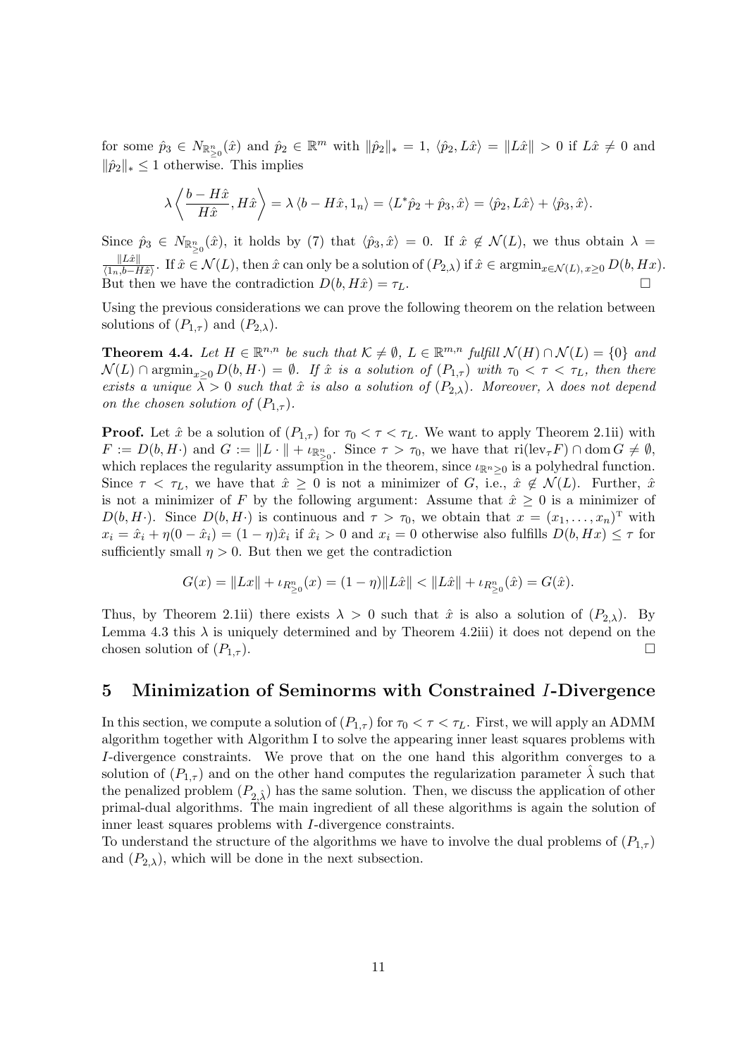for some $\hat{p}_3 \in N_{\mathbb{R}^n_{\geq 0}}(\hat{x})$ and $\hat{p}_2 \in \mathbb{R}^m$ with $\|\hat{p}_2\|_* = 1$, $\langle \hat{p}_2, L\hat{x}\rangle = \|L\hat{x}\| > 0$ if $L\hat{x} \neq 0$ and $\|\hat{p}_2\|_* \leq 1$ otherwise. This implies

$$\lambda \left\langle \frac{b - H\hat{x}}{H\hat{x}}, H\hat{x} \right\rangle = \lambda \langle b - H\hat{x}, 1_n\rangle = \langle L^* \hat{p}_2 + \hat{p}_3, \hat{x}\rangle = \langle \hat{p}_2, L\hat{x}\rangle + \langle \hat{p}_3, \hat{x}\rangle.$$

Since $\hat{p}_3 \in N_{\mathbb{R}^n_{\geq 0}}(\hat{x})$, it holds by (7) that $\langle \hat{p}_3, \hat{x}\rangle = 0$. If $\hat{x} \notin \mathcal{N}(L)$, we thus obtain $\lambda = \frac{\|L\hat{x}\|}{\langle 1_n, b - H\hat{x}\rangle}$. If $\hat{x} \in \mathcal{N}(L)$, then $\hat{x}$ can only be a solution of $(P_{2,\lambda})$ if $\hat{x} \in \operatorname{argmin}_{x \in \mathcal{N}(L),\, x \geq 0} D(b, Hx)$. But then we have the contradiction $D(b, H\hat{x}) = \tau_L$. □

Using the previous considerations we can prove the following theorem on the relation between solutions of $(P_{1,\tau})$ and $(P_{2,\lambda})$.

**Theorem 4.4.** *Let $H \in \mathbb{R}^{n,n}$ be such that $\mathcal{K} \neq \emptyset$, $L \in \mathbb{R}^{m,n}$ fulfill $\mathcal{N}(H) \cap \mathcal{N}(L) = \{0\}$ and $\mathcal{N}(L) \cap \operatorname{argmin}_{x \geq 0} D(b, H\cdot) = \emptyset$. If $\hat{x}$ is a solution of $(P_{1,\tau})$ with $\tau_0 < \tau < \tau_L$, then there exists a unique $\lambda > 0$ such that $\hat{x}$ is also a solution of $(P_{2,\lambda})$. Moreover, $\lambda$ does not depend on the chosen solution of $(P_{1,\tau})$.*

**Proof.** Let $\hat{x}$ be a solution of $(P_{1,\tau})$ for $\tau_0 < \tau < \tau_L$. We want to apply Theorem 2.1ii) with $F := D(b, H\cdot)$ and $G := \|L \cdot\| + \iota_{\mathbb{R}^n_{\geq 0}}$. Since $\tau > \tau_0$, we have that $\operatorname{ri}(\operatorname{lev}_\tau F) \cap \operatorname{dom} G \neq \emptyset$, which replaces the regularity assumption in the theorem, since $\iota_{\mathbb{R}^n \geq 0}$ is a polyhedral function. Since $\tau < \tau_L$, we have that $\hat{x} \geq 0$ is not a minimizer of $G$, i.e., $\hat{x} \notin \mathcal{N}(L)$. Further, $\hat{x}$ is not a minimizer of $F$ by the following argument: Assume that $\hat{x} \geq 0$ is a minimizer of $D(b, H\cdot)$. Since $D(b, H\cdot)$ is continuous and $\tau > \tau_0$, we obtain that $x = (x_1, \ldots, x_n)^{\mathrm{T}}$ with $x_i = \hat{x}_i + \eta(0 - \hat{x}_i) = (1 - \eta)\hat{x}_i$ if $\hat{x}_i > 0$ and $x_i = 0$ otherwise also fulfills $D(b, Hx) \leq \tau$ for sufficiently small $\eta > 0$. But then we get the contradiction

$$G(x) = \|Lx\| + \iota_{R^n_{\geq 0}}(x) = (1 - \eta)\|L\hat{x}\| < \|L\hat{x}\| + \iota_{R^n_{\geq 0}}(\hat{x}) = G(\hat{x}).$$

Thus, by Theorem 2.1ii) there exists $\lambda > 0$ such that $\hat{x}$ is also a solution of $(P_{2,\lambda})$. By Lemma 4.3 this $\lambda$ is uniquely determined and by Theorem 4.2iii) it does not depend on the chosen solution of $(P_{1,\tau})$. □

## 5 Minimization of Seminorms with Constrained $I$-Divergence

In this section, we compute a solution of $(P_{1,\tau})$ for $\tau_0 < \tau < \tau_L$. First, we will apply an ADMM algorithm together with Algorithm I to solve the appearing inner least squares problems with $I$-divergence constraints. We prove that on the one hand this algorithm converges to a solution of $(P_{1,\tau})$ and on the other hand computes the regularization parameter $\hat{\lambda}$ such that the penalized problem $(P_{2,\hat{\lambda}})$ has the same solution. Then, we discuss the application of other primal-dual algorithms. The main ingredient of all these algorithms is again the solution of inner least squares problems with $I$-divergence constraints.

To understand the structure of the algorithms we have to involve the dual problems of $(P_{1,\tau})$ and $(P_{2,\lambda})$, which will be done in the next subsection.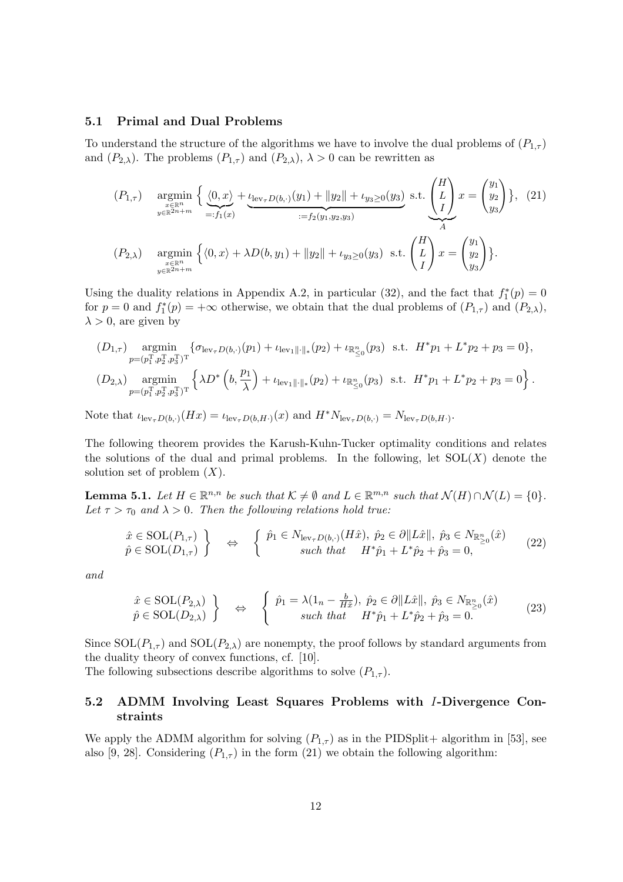### 5.1 Primal and Dual Problems

To understand the structure of the algorithms we have to involve the dual problems of $(P_{1,\tau})$ and $(P_{2,\lambda})$. The problems $(P_{1,\tau})$ and $(P_{2,\lambda})$, $\lambda > 0$ can be rewritten as

$$
(P_{1,\tau}) \quad \mathop{\mathrm{argmin}}_{\substack{x\in\mathbb{R}^n\\ y\in\mathbb{R}^{2n+m}}} \Big\{ \underbrace{\langle 0, x\rangle}_{=:f_1(x)} + \underbrace{\iota_{\mathrm{lev}_\tau D(b,\cdot)}(y_1) + \|y_2\| + \iota_{y_3\geq 0}(y_3)}_{:=f_2(y_1,y_2,y_3)} \text{ s.t. } \underbrace{\begin{pmatrix} H \\ L \\ I \end{pmatrix}}_{A} x = \begin{pmatrix} y_1 \\ y_2 \\ y_3 \end{pmatrix} \Big\}, \quad (21)
$$

$$
(P_{2,\lambda}) \quad \mathop{\mathrm{argmin}}_{\substack{x\in\mathbb{R}^n\\ y\in\mathbb{R}^{2n+m}}} \Big\{ \langle 0, x\rangle + \lambda D(b, y_1) + \|y_2\| + \iota_{y_3\geq 0}(y_3) \text{ s.t. } \begin{pmatrix} H \\ L \\ I \end{pmatrix} x = \begin{pmatrix} y_1 \\ y_2 \\ y_3 \end{pmatrix} \Big\}.
$$

Using the duality relations in Appendix A.2, in particular (32), and the fact that $f_1^*(p) = 0$ for $p = 0$ and $f_1^*(p) = +\infty$ otherwise, we obtain that the dual problems of $(P_{1,\tau})$ and $(P_{2,\lambda})$, $\lambda > 0$, are given by

$$
(D_{1,\tau}) \quad \mathop{\mathrm{argmin}}_{p=(p_1^{\mathrm{T}}, p_2^{\mathrm{T}}, p_3^{\mathrm{T}})^{\mathrm{T}}} \{\sigma_{\mathrm{lev}_\tau D(b,\cdot)}(p_1) + \iota_{\mathrm{lev}_1\|\cdot\|_*}(p_2) + \iota_{\mathbb{R}^n_{\leq 0}}(p_3) \text{ s.t. } H^* p_1 + L^* p_2 + p_3 = 0\},
$$

$$
(D_{2,\lambda}) \quad \mathop{\mathrm{argmin}}_{p=(p_1^{\mathrm{T}}, p_2^{\mathrm{T}}, p_3^{\mathrm{T}})^{\mathrm{T}}} \Big\{\lambda D^*\Big(b, \frac{p_1}{\lambda}\Big) + \iota_{\mathrm{lev}_1\|\cdot\|_*}(p_2) + \iota_{\mathbb{R}^n_{\leq 0}}(p_3) \text{ s.t. } H^* p_1 + L^* p_2 + p_3 = 0\Big\}.
$$

Note that $\iota_{\mathrm{lev}_\tau D(b,\cdot)}(Hx) = \iota_{\mathrm{lev}_\tau D(b,H\cdot)}(x)$ and $H^* N_{\mathrm{lev}_\tau D(b,\cdot)} = N_{\mathrm{lev}_\tau D(b,H\cdot)}$.

The following theorem provides the Karush-Kuhn-Tucker optimality conditions and relates the solutions of the dual and primal problems. In the following, let $\mathrm{SOL}(X)$ denote the solution set of problem $(X)$.

**Lemma 5.1.** *Let $H \in \mathbb{R}^{n,n}$ be such that $\mathcal{K} \neq \emptyset$ and $L \in \mathbb{R}^{m,n}$ such that $\mathcal{N}(H) \cap \mathcal{N}(L) = \{0\}$. Let $\tau > \tau_0$ and $\lambda > 0$. Then the following relations hold true:*

$$
\left.\begin{array}{c} \hat{x} \in \mathrm{SOL}(P_{1,\tau}) \\ \hat{p} \in \mathrm{SOL}(D_{1,\tau}) \end{array}\right\} \quad \Leftrightarrow \quad \left\{\begin{array}{c} \hat{p}_1 \in N_{\mathrm{lev}_\tau D(b,\cdot)}(H\hat{x}),\ \hat{p}_2 \in \partial\|L\hat{x}\|,\ \hat{p}_3 \in N_{\mathbb{R}^n_{\geq 0}}(\hat{x}) \\ \text{such that} \quad H^*\hat{p}_1 + L^*\hat{p}_2 + \hat{p}_3 = 0, \end{array}\right. \quad (22)
$$

*and*

$$
\left.\begin{array}{c} \hat{x} \in \mathrm{SOL}(P_{2,\lambda}) \\ \hat{p} \in \mathrm{SOL}(D_{2,\lambda}) \end{array}\right\} \quad \Leftrightarrow \quad \left\{\begin{array}{c} \hat{p}_1 = \lambda(1_n - \frac{b}{H\hat{x}}),\ \hat{p}_2 \in \partial\|L\hat{x}\|,\ \hat{p}_3 \in N_{\mathbb{R}^n_{\geq 0}}(\hat{x}) \\ \text{such that} \quad H^*\hat{p}_1 + L^*\hat{p}_2 + \hat{p}_3 = 0. \end{array}\right. \quad (23)
$$

Since $\mathrm{SOL}(P_{1,\tau})$ and $\mathrm{SOL}(P_{2,\lambda})$ are nonempty, the proof follows by standard arguments from the duality theory of convex functions, cf. [10].

The following subsections describe algorithms to solve $(P_{1,\tau})$.

### 5.2 ADMM Involving Least Squares Problems with $I$-Divergence Constraints

We apply the ADMM algorithm for solving $(P_{1,\tau})$ as in the PIDSplit+ algorithm in [53], see also [9, 28]. Considering $(P_{1,\tau})$ in the form (21) we obtain the following algorithm: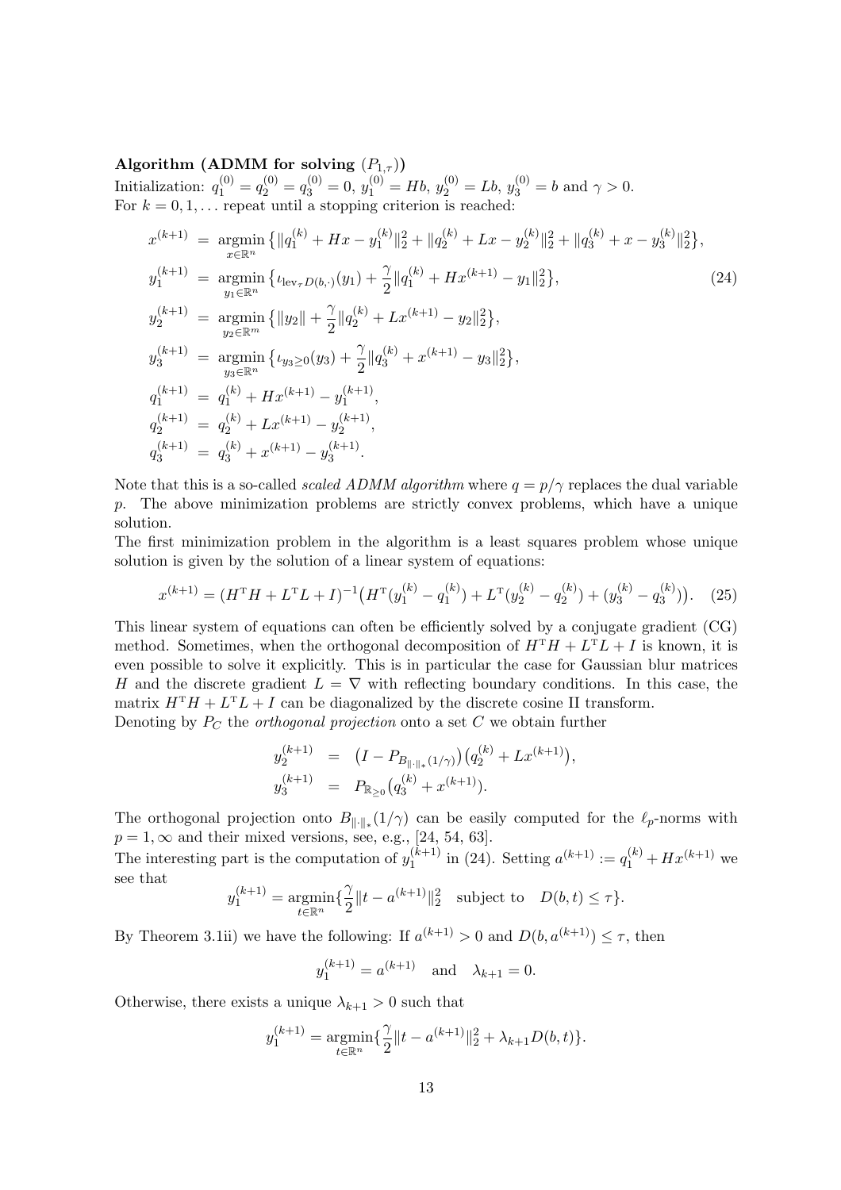**Algorithm (ADMM for solving $(P_{1,\tau})$)**
Initialization: $q_1^{(0)} = q_2^{(0)} = q_3^{(0)} = 0$, $y_1^{(0)} = Hb$, $y_2^{(0)} = Lb$, $y_3^{(0)} = b$ and $\gamma > 0$.
For $k = 0, 1, \ldots$ repeat until a stopping criterion is reached:

$$
\begin{aligned}
x^{(k+1)} &= \operatorname*{argmin}_{x \in \mathbb{R}^n} \big\{ \|q_1^{(k)} + Hx - y_1^{(k)}\|_2^2 + \|q_2^{(k)} + Lx - y_2^{(k)}\|_2^2 + \|q_3^{(k)} + x - y_3^{(k)}\|_2^2 \big\}, \\
y_1^{(k+1)} &= \operatorname*{argmin}_{y_1 \in \mathbb{R}^n} \big\{ \iota_{\mathrm{lev}_\tau D(b,\cdot)}(y_1) + \frac{\gamma}{2} \|q_1^{(k)} + Hx^{(k+1)} - y_1\|_2^2 \big\}, \\
y_2^{(k+1)} &= \operatorname*{argmin}_{y_2 \in \mathbb{R}^m} \big\{ \|y_2\| + \frac{\gamma}{2} \|q_2^{(k)} + Lx^{(k+1)} - y_2\|_2^2 \big\}, \\
y_3^{(k+1)} &= \operatorname*{argmin}_{y_3 \in \mathbb{R}^n} \big\{ \iota_{y_3 \geq 0}(y_3) + \frac{\gamma}{2} \|q_3^{(k)} + x^{(k+1)} - y_3\|_2^2 \big\}, \\
q_1^{(k+1)} &= q_1^{(k)} + Hx^{(k+1)} - y_1^{(k+1)}, \\
q_2^{(k+1)} &= q_2^{(k)} + Lx^{(k+1)} - y_2^{(k+1)}, \\
q_3^{(k+1)} &= q_3^{(k)} + x^{(k+1)} - y_3^{(k+1)}.
\end{aligned}
\tag{24}
$$

Note that this is a so-called *scaled ADMM algorithm* where $q = p/\gamma$ replaces the dual variable $p$. The above minimization problems are strictly convex problems, which have a unique solution.

The first minimization problem in the algorithm is a least squares problem whose unique solution is given by the solution of a linear system of equations:

$$
x^{(k+1)} = (H^{\mathrm{T}} H + L^{\mathrm{T}} L + I)^{-1} \big( H^{\mathrm{T}} (y_1^{(k)} - q_1^{(k)}) + L^{\mathrm{T}} (y_2^{(k)} - q_2^{(k)}) + (y_3^{(k)} - q_3^{(k)}) \big). \tag{25}
$$

This linear system of equations can often be efficiently solved by a conjugate gradient (CG) method. Sometimes, when the orthogonal decomposition of $H^{\mathrm{T}} H + L^{\mathrm{T}} L + I$ is known, it is even possible to solve it explicitly. This is in particular the case for Gaussian blur matrices $H$ and the discrete gradient $L = \nabla$ with reflecting boundary conditions. In this case, the matrix $H^{\mathrm{T}} H + L^{\mathrm{T}} L + I$ can be diagonalized by the discrete cosine II transform.
Denoting by $P_C$ the *orthogonal projection* onto a set $C$ we obtain further

$$
\begin{aligned}
y_2^{(k+1)} &= \big( I - P_{B_{\|\cdot\|_*}(1/\gamma)} \big) \big( q_2^{(k)} + Lx^{(k+1)} \big), \\
y_3^{(k+1)} &= P_{\mathbb{R}_{\geq 0}} \big( q_3^{(k)} + x^{(k+1)} \big).
\end{aligned}
$$

The orthogonal projection onto $B_{\|\cdot\|_*}(1/\gamma)$ can be easily computed for the $\ell_p$-norms with $p = 1, \infty$ and their mixed versions, see, e.g., [24, 54, 63].
The interesting part is the computation of $y_1^{(k+1)}$ in (24). Setting $a^{(k+1)} := q_1^{(k)} + Hx^{(k+1)}$ we see that

$$
y_1^{(k+1)} = \operatorname*{argmin}_{t \in \mathbb{R}^n} \{ \frac{\gamma}{2} \|t - a^{(k+1)}\|_2^2 \quad \text{subject to} \quad D(b, t) \leq \tau \}.
$$

By Theorem 3.1ii) we have the following: If $a^{(k+1)} > 0$ and $D(b, a^{(k+1)}) \leq \tau$, then

$$
y_1^{(k+1)} = a^{(k+1)} \quad \text{and} \quad \lambda_{k+1} = 0.
$$

Otherwise, there exists a unique $\lambda_{k+1} > 0$ such that

$$
y_1^{(k+1)} = \operatorname*{argmin}_{t \in \mathbb{R}^n} \{ \frac{\gamma}{2} \|t - a^{(k+1)}\|_2^2 + \lambda_{k+1} D(b, t) \}.
$$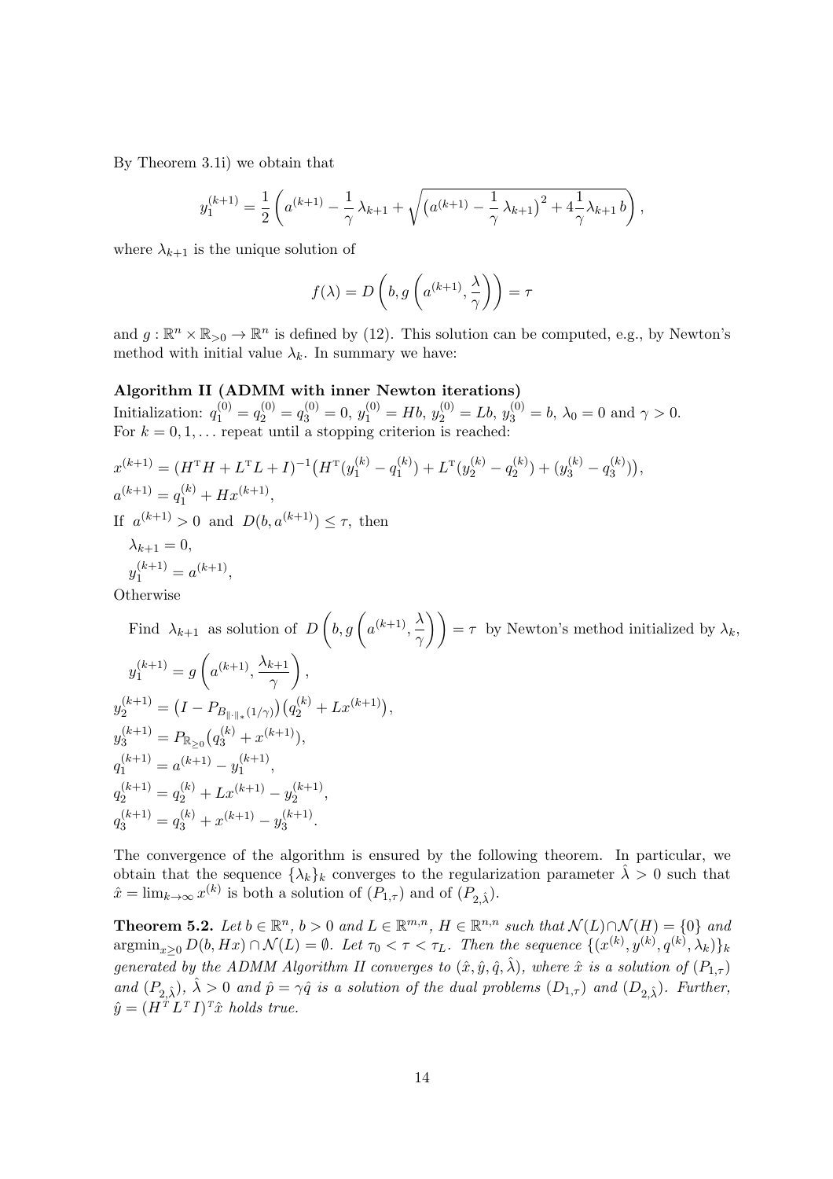By Theorem 3.1i) we obtain that

$$y_1^{(k+1)} = \frac{1}{2}\left( a^{(k+1)} - \frac{1}{\gamma}\,\lambda_{k+1} + \sqrt{\left(a^{(k+1)} - \frac{1}{\gamma}\,\lambda_{k+1}\right)^2 + 4\frac{1}{\gamma}\lambda_{k+1}\, b} \right),$$

where $\lambda_{k+1}$ is the unique solution of

$$f(\lambda) = D\left(b, g\left(a^{(k+1)}, \frac{\lambda}{\gamma}\right)\right) = \tau$$

and $g : \mathbb{R}^n \times \mathbb{R}_{>0} \to \mathbb{R}^n$ is defined by (12). This solution can be computed, e.g., by Newton's method with initial value $\lambda_k$. In summary we have:

**Algorithm II (ADMM with inner Newton iterations)**
Initialization: $q_1^{(0)} = q_2^{(0)} = q_3^{(0)} = 0$, $y_1^{(0)} = Hb$, $y_2^{(0)} = Lb$, $y_3^{(0)} = b$, $\lambda_0 = 0$ and $\gamma > 0$.
For $k = 0, 1, \ldots$ repeat until a stopping criterion is reached:

$$x^{(k+1)} = (H^{\mathrm{T}}H + L^{\mathrm{T}}L + I)^{-1}\big(H^{\mathrm{T}}(y_1^{(k)} - q_1^{(k)}) + L^{\mathrm{T}}(y_2^{(k)} - q_2^{(k)}) + (y_3^{(k)} - q_3^{(k)})\big),$$

$$a^{(k+1)} = q_1^{(k)} + Hx^{(k+1)},$$

If $a^{(k+1)} > 0$ and $D(b, a^{(k+1)}) \leq \tau$, then

$$\lambda_{k+1} = 0,$$

$$y_1^{(k+1)} = a^{(k+1)},$$

Otherwise

Find $\lambda_{k+1}$ as solution of $D\left(b, g\left(a^{(k+1)}, \dfrac{\lambda}{\gamma}\right)\right) = \tau$ by Newton's method initialized by $\lambda_k$,

$$y_1^{(k+1)} = g\left(a^{(k+1)}, \frac{\lambda_{k+1}}{\gamma}\right),$$

$$y_2^{(k+1)} = \big(I - P_{B_{\|\cdot\|_*}(1/\gamma)}\big)\big(q_2^{(k)} + Lx^{(k+1)}\big),$$

$$y_3^{(k+1)} = P_{\mathbb{R}_{\geq 0}}\big(q_3^{(k)} + x^{(k+1)}\big),$$

$$q_1^{(k+1)} = a^{(k+1)} - y_1^{(k+1)},$$

$$q_2^{(k+1)} = q_2^{(k)} + Lx^{(k+1)} - y_2^{(k+1)},$$

$$q_3^{(k+1)} = q_3^{(k)} + x^{(k+1)} - y_3^{(k+1)}.$$

The convergence of the algorithm is ensured by the following theorem. In particular, we obtain that the sequence $\{\lambda_k\}_k$ converges to the regularization parameter $\hat{\lambda} > 0$ such that $\hat{x} = \lim_{k\to\infty} x^{(k)}$ is both a solution of $(P_{1,\tau})$ and of $(P_{2,\hat{\lambda}})$.

**Theorem 5.2.** *Let $b \in \mathbb{R}^n$, $b > 0$ and $L \in \mathbb{R}^{m,n}$, $H \in \mathbb{R}^{n,n}$ such that $\mathcal{N}(L) \cap \mathcal{N}(H) = \{0\}$ and $\operatorname{argmin}_{x\geq 0} D(b, Hx) \cap \mathcal{N}(L) = \emptyset$. Let $\tau_0 < \tau < \tau_L$. Then the sequence $\{(x^{(k)}, y^{(k)}, q^{(k)}, \lambda_k)\}_k$ generated by the ADMM Algorithm II converges to $(\hat{x}, \hat{y}, \hat{q}, \hat{\lambda})$, where $\hat{x}$ is a solution of $(P_{1,\tau})$ and $(P_{2,\hat{\lambda}})$, $\hat{\lambda} > 0$ and $\hat{p} = \gamma\hat{q}$ is a solution of the dual problems $(D_{1,\tau})$ and $(D_{2,\hat{\lambda}})$. Further, $\hat{y} = (H^{T}\, L^{T}\, I)^{T}\hat{x}$ holds true.*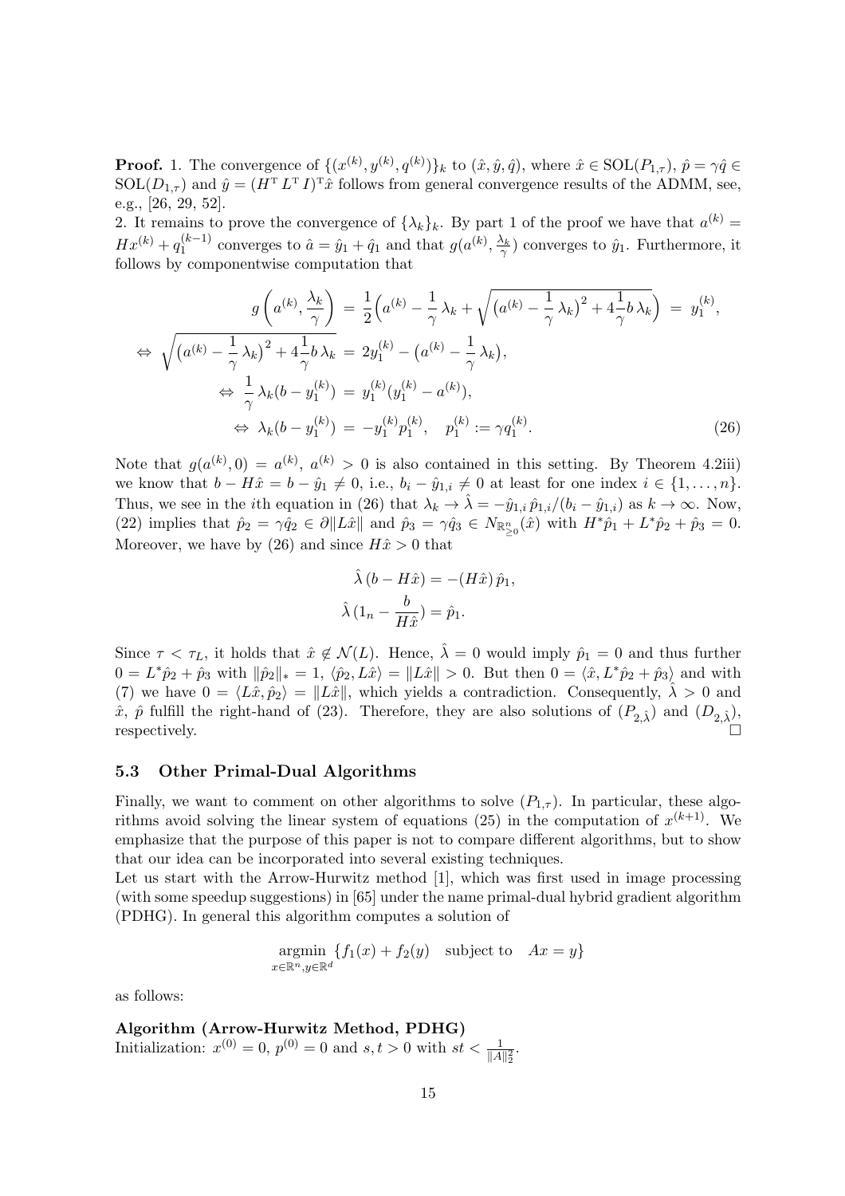**Proof.** 1. The convergence of $\{(x^{(k)}, y^{(k)}, q^{(k)})\}_k$ to $(\hat{x}, \hat{y}, \hat{q})$, where $\hat{x} \in \mathrm{SOL}(P_{1,\tau})$, $\hat{p} = \gamma \hat{q} \in \mathrm{SOL}(D_{1,\tau})$ and $\hat{y} = (H^{\mathrm{T}}\, L^{\mathrm{T}}\, I)^{\mathrm{T}} \hat{x}$ follows from general convergence results of the ADMM, see, e.g., [26, 29, 52].

2. It remains to prove the convergence of $\{\lambda_k\}_k$. By part 1 of the proof we have that $a^{(k)} = Hx^{(k)} + q_1^{(k-1)}$ converges to $\hat{a} = \hat{y}_1 + \hat{q}_1$ and that $g(a^{(k)}, \frac{\lambda_k}{\gamma})$ converges to $\hat{y}_1$. Furthermore, it follows by componentwise computation that

$$
\begin{aligned}
g\left(a^{(k)}, \frac{\lambda_k}{\gamma}\right) &= \frac{1}{2}\Big(a^{(k)} - \frac{1}{\gamma}\,\lambda_k + \sqrt{\big(a^{(k)} - \frac{1}{\gamma}\,\lambda_k\big)^2 + 4\frac{1}{\gamma} b\,\lambda_k}\Big) \;=\; y_1^{(k)}, \\
\Leftrightarrow\; \sqrt{\big(a^{(k)} - \frac{1}{\gamma}\,\lambda_k\big)^2 + 4\frac{1}{\gamma} b\,\lambda_k} &= 2y_1^{(k)} - \big(a^{(k)} - \frac{1}{\gamma}\,\lambda_k\big), \\
\Leftrightarrow\; \frac{1}{\gamma}\,\lambda_k (b - y_1^{(k)}) &= y_1^{(k)}(y_1^{(k)} - a^{(k)}), \\
\Leftrightarrow\; \lambda_k (b - y_1^{(k)}) &= -y_1^{(k)} p_1^{(k)}, \quad p_1^{(k)} := \gamma q_1^{(k)}.
\end{aligned} \tag{26}
$$

Note that $g(a^{(k)}, 0) = a^{(k)}$, $a^{(k)} > 0$ is also contained in this setting. By Theorem 4.2iii) we know that $b - H\hat{x} = b - \hat{y}_1 \neq 0$, i.e., $b_i - \hat{y}_{1,i} \neq 0$ at least for one index $i \in \{1, \ldots, n\}$. Thus, we see in the $i$th equation in (26) that $\lambda_k \to \hat{\lambda} = -\hat{y}_{1,i}\, \hat{p}_{1,i}/(b_i - \hat{y}_{1,i})$ as $k \to \infty$. Now, (22) implies that $\hat{p}_2 = \gamma \hat{q}_2 \in \partial \|L\hat{x}\|$ and $\hat{p}_3 = \gamma \hat{q}_3 \in N_{\mathbb{R}^n_{\geq 0}}(\hat{x})$ with $H^* \hat{p}_1 + L^* \hat{p}_2 + \hat{p}_3 = 0$. Moreover, we have by (26) and since $H\hat{x} > 0$ that

$$
\begin{aligned}
\hat{\lambda}\,(b - H\hat{x}) &= -(H\hat{x})\,\hat{p}_1, \\
\hat{\lambda}\,(1_n - \frac{b}{H\hat{x}}) &= \hat{p}_1.
\end{aligned}
$$

Since $\tau < \tau_L$, it holds that $\hat{x} \notin \mathcal{N}(L)$. Hence, $\hat{\lambda} = 0$ would imply $\hat{p}_1 = 0$ and thus further $0 = L^* \hat{p}_2 + \hat{p}_3$ with $\|\hat{p}_2\|_* = 1$, $\langle \hat{p}_2, L\hat{x} \rangle = \|L\hat{x}\| > 0$. But then $0 = \langle \hat{x}, L^* \hat{p}_2 + \hat{p}_3 \rangle$ and with (7) we have $0 = \langle L\hat{x}, \hat{p}_2 \rangle = \|L\hat{x}\|$, which yields a contradiction. Consequently, $\hat{\lambda} > 0$ and $\hat{x}$, $\hat{p}$ fulfill the right-hand of (23). Therefore, they are also solutions of $(P_{2,\hat{\lambda}})$ and $(D_{2,\hat{\lambda}})$, respectively. $\square$

### 5.3 Other Primal-Dual Algorithms

Finally, we want to comment on other algorithms to solve $(P_{1,\tau})$. In particular, these algorithms avoid solving the linear system of equations (25) in the computation of $x^{(k+1)}$. We emphasize that the purpose of this paper is not to compare different algorithms, but to show that our idea can be incorporated into several existing techniques.

Let us start with the Arrow-Hurwitz method [1], which was first used in image processing (with some speedup suggestions) in [65] under the name primal-dual hybrid gradient algorithm (PDHG). In general this algorithm computes a solution of

$$
\operatorname*{argmin}_{x \in \mathbb{R}^n, y \in \mathbb{R}^d} \{f_1(x) + f_2(y) \quad \text{subject to} \quad Ax = y\}
$$

as follows:

**Algorithm (Arrow-Hurwitz Method, PDHG)**
Initialization: $x^{(0)} = 0$, $p^{(0)} = 0$ and $s, t > 0$ with $st < \frac{1}{\|A\|_2^2}$.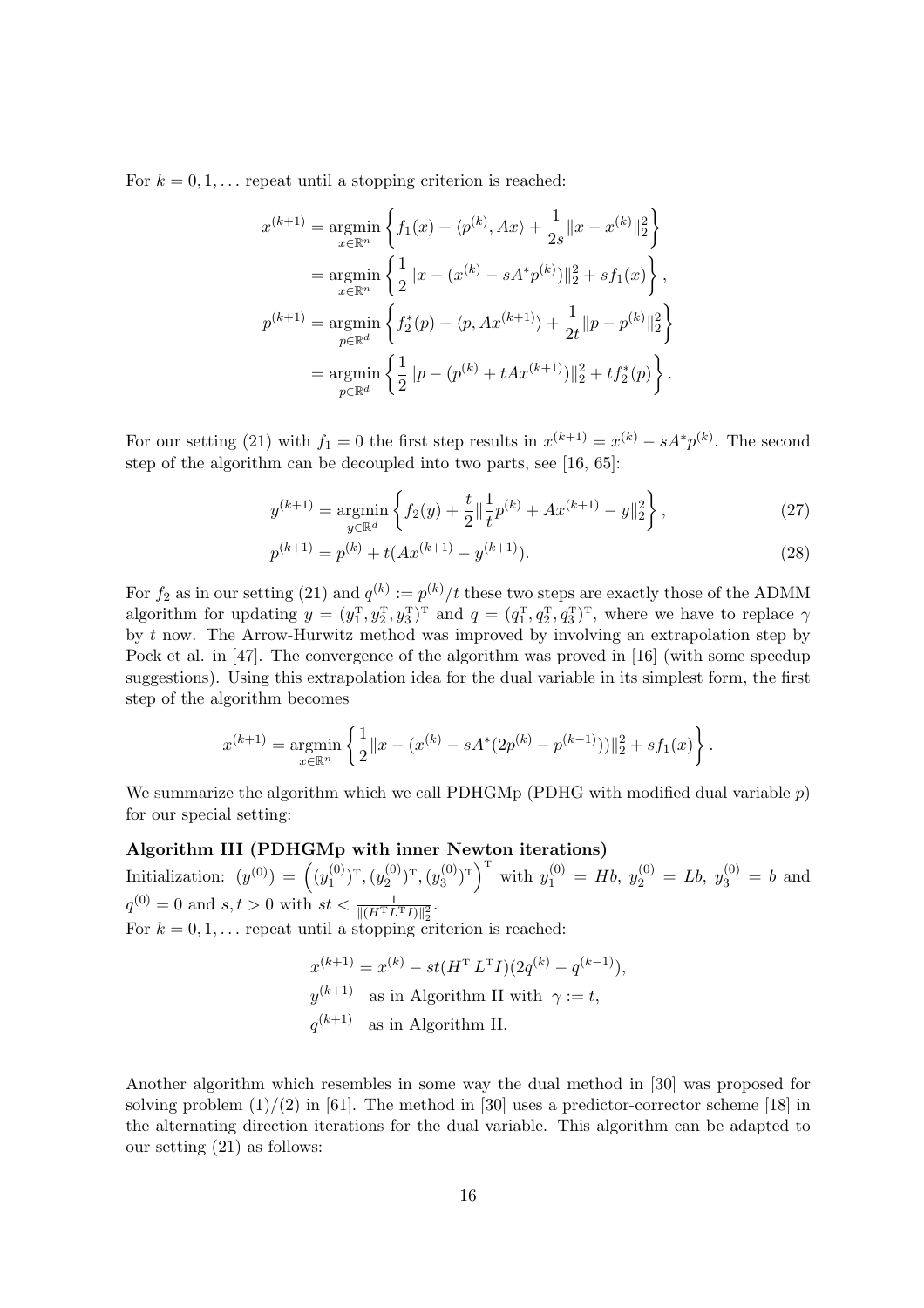For $k = 0, 1, \ldots$ repeat until a stopping criterion is reached:

$$
\begin{aligned}
x^{(k+1)} &= \operatorname*{argmin}_{x \in \mathbb{R}^n} \left\{ f_1(x) + \langle p^{(k)}, Ax \rangle + \frac{1}{2s} \|x - x^{(k)}\|_2^2 \right\} \\
&= \operatorname*{argmin}_{x \in \mathbb{R}^n} \left\{ \frac{1}{2} \|x - (x^{(k)} - sA^* p^{(k)})\|_2^2 + s f_1(x) \right\}, \\
p^{(k+1)} &= \operatorname*{argmin}_{p \in \mathbb{R}^d} \left\{ f_2^*(p) - \langle p, Ax^{(k+1)} \rangle + \frac{1}{2t} \|p - p^{(k)}\|_2^2 \right\} \\
&= \operatorname*{argmin}_{p \in \mathbb{R}^d} \left\{ \frac{1}{2} \|p - (p^{(k)} + tAx^{(k+1)})\|_2^2 + t f_2^*(p) \right\}.
\end{aligned}
$$

For our setting (21) with $f_1 = 0$ the first step results in $x^{(k+1)} = x^{(k)} - sA^* p^{(k)}$. The second step of the algorithm can be decoupled into two parts, see [16, 65]:

$$
y^{(k+1)} = \operatorname*{argmin}_{y \in \mathbb{R}^d} \left\{ f_2(y) + \frac{t}{2} \|\frac{1}{t} p^{(k)} + Ax^{(k+1)} - y\|_2^2 \right\}, \tag{27}
$$

$$
p^{(k+1)} = p^{(k)} + t(Ax^{(k+1)} - y^{(k+1)}). \tag{28}
$$

For $f_2$ as in our setting (21) and $q^{(k)} := p^{(k)}/t$ these two steps are exactly those of the ADMM algorithm for updating $y = (y_1^{\mathrm{T}}, y_2^{\mathrm{T}}, y_3^{\mathrm{T}})^{\mathrm{T}}$ and $q = (q_1^{\mathrm{T}}, q_2^{\mathrm{T}}, q_3^{\mathrm{T}})^{\mathrm{T}}$, where we have to replace $\gamma$ by $t$ now. The Arrow-Hurwitz method was improved by involving an extrapolation step by Pock et al. in [47]. The convergence of the algorithm was proved in [16] (with some speedup suggestions). Using this extrapolation idea for the dual variable in its simplest form, the first step of the algorithm becomes

$$
x^{(k+1)} = \operatorname*{argmin}_{x \in \mathbb{R}^n} \left\{ \frac{1}{2} \|x - (x^{(k)} - sA^*(2p^{(k)} - p^{(k-1)}))\|_2^2 + s f_1(x) \right\}.
$$

We summarize the algorithm which we call PDHGMp (PDHG with modified dual variable $p$) for our special setting:

**Algorithm III (PDHGMp with inner Newton iterations)**

Initialization: $(y^{(0)}) = \left( (y_1^{(0)})^{\mathrm{T}}, (y_2^{(0)})^{\mathrm{T}}, (y_3^{(0)})^{\mathrm{T}} \right)^{\mathrm{T}}$ with $y_1^{(0)} = Hb$, $y_2^{(0)} = Lb$, $y_3^{(0)} = b$ and $q^{(0)} = 0$ and $s, t > 0$ with $st < \frac{1}{\|(H^{\mathrm{T}} L^{\mathrm{T}} I)\|_2^2}$.

For $k = 0, 1, \ldots$ repeat until a stopping criterion is reached:

$$
\begin{aligned}
&x^{(k+1)} = x^{(k)} - st(H^{\mathrm{T}}\, L^{\mathrm{T}} I)(2q^{(k)} - q^{(k-1)}), \\
&y^{(k+1)} \quad \text{as in Algorithm II with } \gamma := t, \\
&q^{(k+1)} \quad \text{as in Algorithm II.}
\end{aligned}
$$

Another algorithm which resembles in some way the dual method in [30] was proposed for solving problem (1)/(2) in [61]. The method in [30] uses a predictor-corrector scheme [18] in the alternating direction iterations for the dual variable. This algorithm can be adapted to our setting (21) as follows: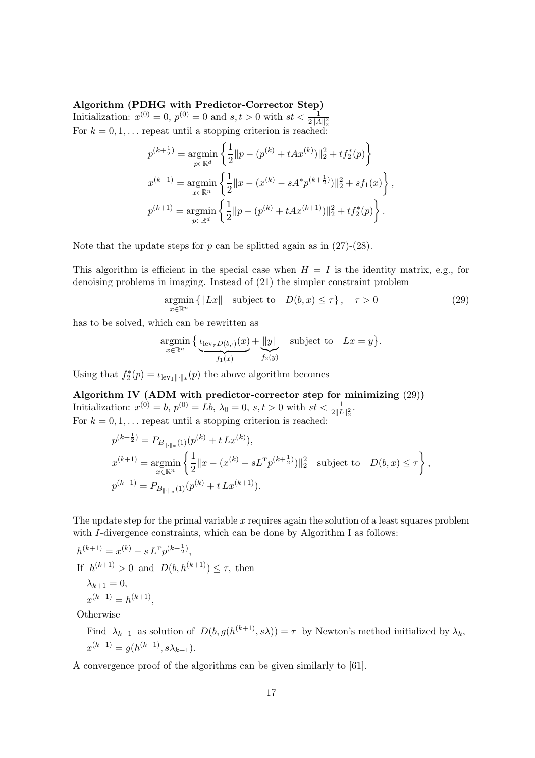**Algorithm (PDHG with Predictor-Corrector Step)**
Initialization: $x^{(0)} = 0$, $p^{(0)} = 0$ and $s, t > 0$ with $st < \frac{1}{2\|A\|_2^2}$
For $k = 0, 1, \dots$ repeat until a stopping criterion is reached:

$$
\begin{aligned}
p^{(k+\frac{1}{2})} &= \operatorname*{argmin}_{p \in \mathbb{R}^d} \left\{ \frac{1}{2} \| p - (p^{(k)} + tAx^{(k)}) \|_2^2 + t f_2^*(p) \right\} \\
x^{(k+1)} &= \operatorname*{argmin}_{x \in \mathbb{R}^n} \left\{ \frac{1}{2} \| x - (x^{(k)} - sA^* p^{(k+\frac{1}{2})}) \|_2^2 + s f_1(x) \right\}, \\
p^{(k+1)} &= \operatorname*{argmin}_{p \in \mathbb{R}^d} \left\{ \frac{1}{2} \| p - (p^{(k)} + tAx^{(k+1)}) \|_2^2 + t f_2^*(p) \right\}.
\end{aligned}
$$

Note that the update steps for $p$ can be splitted again as in (27)-(28).

This algorithm is efficient in the special case when $H = I$ is the identity matrix, e.g., for denoising problems in imaging. Instead of (21) the simpler constraint problem

$$
\operatorname*{argmin}_{x \in \mathbb{R}^n} \{ \|Lx\| \quad \text{subject to} \quad D(b, x) \le \tau \}, \quad \tau > 0 \tag{29}
$$

has to be solved, which can be rewritten as

$$
\operatorname*{argmin}_{x \in \mathbb{R}^n} \big\{ \underbrace{\iota_{\mathrm{lev}_\tau D(b,\cdot)}(x)}_{f_1(x)} + \underbrace{\|y\|}_{f_2(y)} \quad \text{subject to} \quad Lx = y \big\}.
$$

Using that $f_2^*(p) = \iota_{\mathrm{lev}_1 \|\cdot\|_*}(p)$ the above algorithm becomes

**Algorithm IV (ADM with predictor-corrector step for minimizing (29))**
Initialization: $x^{(0)} = b$, $p^{(0)} = Lb$, $\lambda_0 = 0$, $s, t > 0$ with $st < \frac{1}{2\|L\|_2^2}$.
For $k = 0, 1, \dots$ repeat until a stopping criterion is reached:

$$
\begin{aligned}
p^{(k+\frac{1}{2})} &= P_{B_{\|\cdot\|_*}(1)}(p^{(k)} + t\, Lx^{(k)}), \\
x^{(k+1)} &= \operatorname*{argmin}_{x \in \mathbb{R}^n} \left\{ \frac{1}{2} \| x - (x^{(k)} - sL^{\mathrm{T}} p^{(k+\frac{1}{2})}) \|_2^2 \quad \text{subject to} \quad D(b, x) \le \tau \right\}, \\
p^{(k+1)} &= P_{B_{\|\cdot\|_*}(1)}(p^{(k)} + t\, Lx^{(k+1)}).
\end{aligned}
$$

The update step for the primal variable $x$ requires again the solution of a least squares problem with $I$-divergence constraints, which can be done by Algorithm I as follows:

$h^{(k+1)} = x^{(k)} - s\, L^{\mathrm{T}} p^{(k+\frac{1}{2})}$,

If $h^{(k+1)} > 0$ and $D(b, h^{(k+1)}) \le \tau$, then

$\lambda_{k+1} = 0$,

$x^{(k+1)} = h^{(k+1)}$,

Otherwise

Find $\lambda_{k+1}$ as solution of $D(b, g(h^{(k+1)}, s\lambda)) = \tau$ by Newton's method initialized by $\lambda_k$,

$x^{(k+1)} = g(h^{(k+1)}, s\lambda_{k+1})$.

A convergence proof of the algorithms can be given similarly to [61].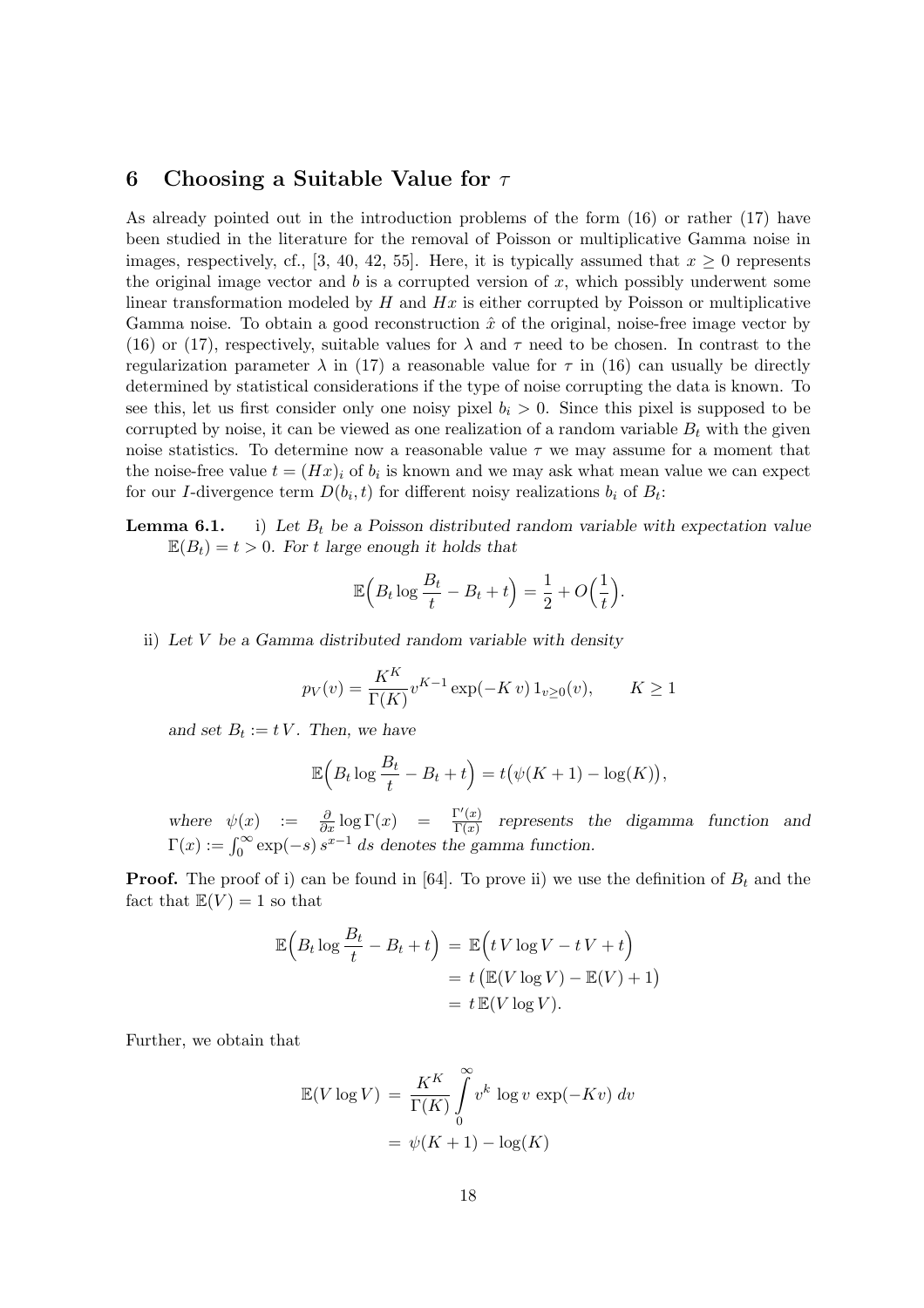## 6 Choosing a Suitable Value for $\tau$

As already pointed out in the introduction problems of the form (16) or rather (17) have been studied in the literature for the removal of Poisson or multiplicative Gamma noise in images, respectively, cf., [3, 40, 42, 55]. Here, it is typically assumed that $x \geq 0$ represents the original image vector and $b$ is a corrupted version of $x$, which possibly underwent some linear transformation modeled by $H$ and $Hx$ is either corrupted by Poisson or multiplicative Gamma noise. To obtain a good reconstruction $\hat{x}$ of the original, noise-free image vector by (16) or (17), respectively, suitable values for $\lambda$ and $\tau$ need to be chosen. In contrast to the regularization parameter $\lambda$ in (17) a reasonable value for $\tau$ in (16) can usually be directly determined by statistical considerations if the type of noise corrupting the data is known. To see this, let us first consider only one noisy pixel $b_i > 0$. Since this pixel is supposed to be corrupted by noise, it can be viewed as one realization of a random variable $B_t$ with the given noise statistics. To determine now a reasonable value $\tau$ we may assume for a moment that the noise-free value $t = (Hx)_i$ of $b_i$ is known and we may ask what mean value we can expect for our $I$-divergence term $D(b_i, t)$ for different noisy realizations $b_i$ of $B_t$:

**Lemma 6.1.** i) *Let $B_t$ be a Poisson distributed random variable with expectation value $\mathbb{E}(B_t) = t > 0$. For $t$ large enough it holds that*

$$\mathbb{E}\Big(B_t \log \frac{B_t}{t} - B_t + t\Big) = \frac{1}{2} + O\Big(\frac{1}{t}\Big).$$

ii) *Let $V$ be a Gamma distributed random variable with density*

$$p_V(v) = \frac{K^K}{\Gamma(K)} v^{K-1} \exp(-K\, v)\, 1_{v \geq 0}(v), \qquad K \geq 1$$

*and set $B_t := t\,V$. Then, we have*

$$\mathbb{E}\Big(B_t \log \frac{B_t}{t} - B_t + t\Big) = t\big(\psi(K+1) - \log(K)\big),$$

*where $\psi(x) := \frac{\partial}{\partial x} \log \Gamma(x) = \frac{\Gamma'(x)}{\Gamma(x)}$ represents the digamma function and $\Gamma(x) := \int_0^\infty \exp(-s)\, s^{x-1}\, ds$ denotes the gamma function.*

**Proof.** The proof of i) can be found in [64]. To prove ii) we use the definition of $B_t$ and the fact that $\mathbb{E}(V) = 1$ so that

$$\begin{aligned}
\mathbb{E}\Big(B_t \log \frac{B_t}{t} - B_t + t\Big) &= \mathbb{E}\Big(t\,V \log V - t\,V + t\Big) \\
&= t\,\big(\mathbb{E}(V \log V) - \mathbb{E}(V) + 1\big) \\
&= t\,\mathbb{E}(V \log V).
\end{aligned}$$

Further, we obtain that

$$\begin{aligned}
\mathbb{E}(V \log V) &= \frac{K^K}{\Gamma(K)} \int_0^\infty v^k \log v\, \exp(-Kv)\, dv \\
&= \psi(K+1) - \log(K)
\end{aligned}$$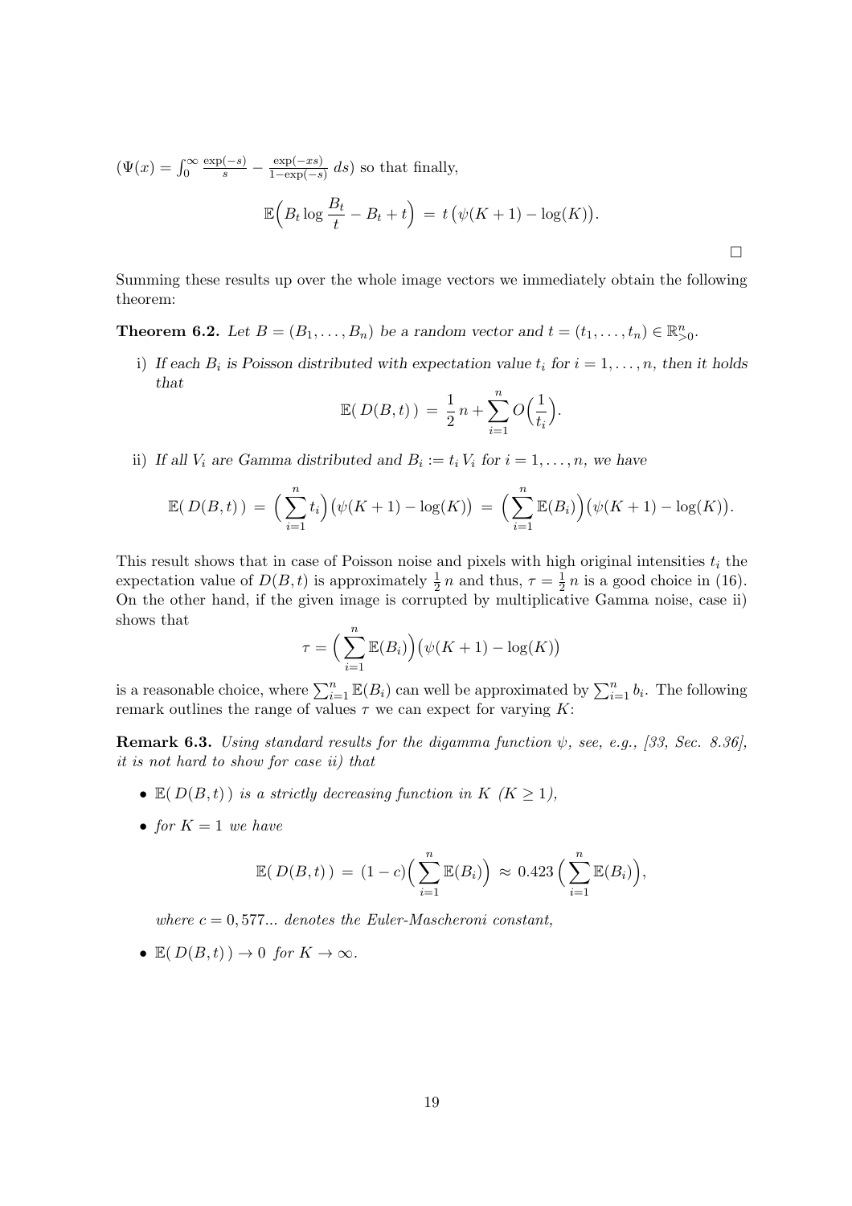$(\Psi(x) = \int_0^\infty \frac{\exp(-s)}{s} - \frac{\exp(-xs)}{1-\exp(-s)}\, ds)$ so that finally,

$$\mathbb{E}\Big( B_t \log \frac{B_t}{t} - B_t + t \Big) \;=\; t\,\big(\psi(K+1) - \log(K)\big).$$

□

Summing these results up over the whole image vectors we immediately obtain the following theorem:

**Theorem 6.2.** *Let $B = (B_1, \ldots, B_n)$ be a random vector and $t = (t_1, \ldots, t_n) \in \mathbb{R}^n_{>0}$.*

i) *If each $B_i$ is Poisson distributed with expectation value $t_i$ for $i = 1, \ldots, n$, then it holds that*

$$\mathbb{E}(\, D(B,t)\,) \;=\; \frac{1}{2}\, n + \sum_{i=1}^n O\Big(\frac{1}{t_i}\Big).$$

ii) *If all $V_i$ are Gamma distributed and $B_i := t_i\, V_i$ for $i = 1, \ldots, n$, we have*

$$\mathbb{E}(\, D(B,t)\,) \;=\; \Big(\sum_{i=1}^n t_i\Big)\big(\psi(K+1) - \log(K)\big) \;=\; \Big(\sum_{i=1}^n \mathbb{E}(B_i)\Big)\big(\psi(K+1) - \log(K)\big).$$

This result shows that in case of Poisson noise and pixels with high original intensities $t_i$ the expectation value of $D(B,t)$ is approximately $\frac{1}{2}\, n$ and thus, $\tau = \frac{1}{2}\, n$ is a good choice in (16). On the other hand, if the given image is corrupted by multiplicative Gamma noise, case ii) shows that

$$\tau = \Big(\sum_{i=1}^n \mathbb{E}(B_i)\Big)\big(\psi(K+1) - \log(K)\big)$$

is a reasonable choice, where $\sum_{i=1}^n \mathbb{E}(B_i)$ can well be approximated by $\sum_{i=1}^n b_i$. The following remark outlines the range of values $\tau$ we can expect for varying $K$:

**Remark 6.3.** *Using standard results for the digamma function $\psi$, see, e.g., [33, Sec. 8.36], it is not hard to show for case ii) that*

- $\mathbb{E}(\, D(B,t)\,)$ *is a strictly decreasing function in $K$ ($K \geq 1$),*
- *for $K = 1$ we have*

$$\mathbb{E}(\, D(B,t)\,) \;=\; (1-c)\Big(\sum_{i=1}^n \mathbb{E}(B_i)\Big) \;\approx\; 0.423\,\Big(\sum_{i=1}^n \mathbb{E}(B_i)\Big),$$

  *where $c = 0,577...$ denotes the Euler-Mascheroni constant,*
- $\mathbb{E}(\, D(B,t)\,) \to 0$ *for $K \to \infty$.*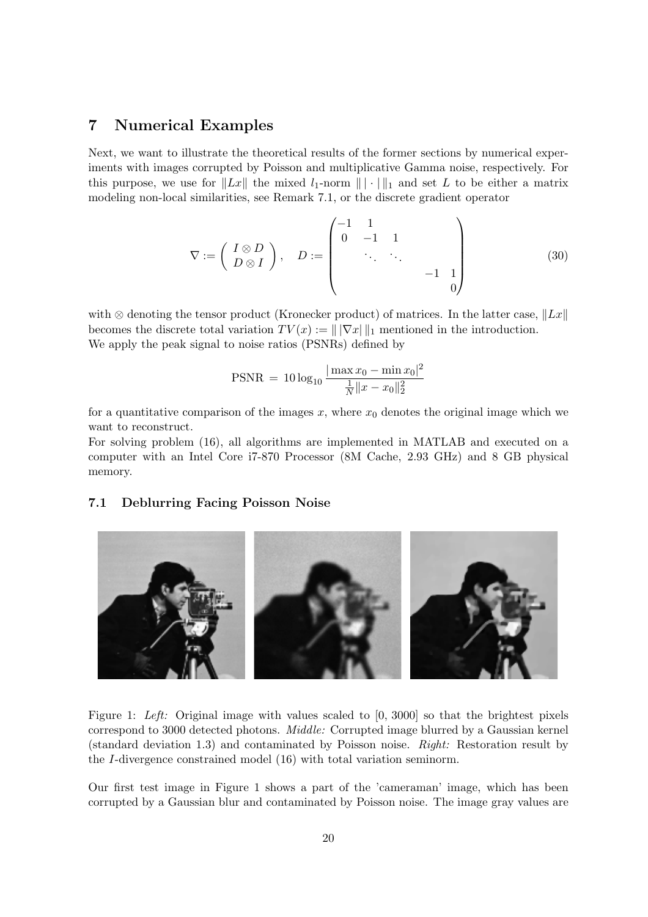## 7 Numerical Examples

Next, we want to illustrate the theoretical results of the former sections by numerical experiments with images corrupted by Poisson and multiplicative Gamma noise, respectively. For this purpose, we use for $\|Lx\|$ the mixed $l_1$-norm $\|\,|\cdot|\,\|_1$ and set $L$ to be either a matrix modeling non-local similarities, see Remark 7.1, or the discrete gradient operator

$$\nabla := \begin{pmatrix} I \otimes D \\ D \otimes I \end{pmatrix}, \quad D := \begin{pmatrix} -1 & 1 & & & \\ 0 & -1 & 1 & & \\ & & \ddots & \ddots & \\ & & & -1 & 1 \\ & & & & 0 \end{pmatrix} \tag{30}$$

with $\otimes$ denoting the tensor product (Kronecker product) of matrices. In the latter case, $\|Lx\|$ becomes the discrete total variation $TV(x) := \|\,|\nabla x|\,\|_1$ mentioned in the introduction.
We apply the peak signal to noise ratios (PSNRs) defined by

$$\text{PSNR} \;=\; 10 \log_{10} \frac{|\max x_0 - \min x_0|^2}{\frac{1}{N}\|x - x_0\|_2^2}$$

for a quantitative comparison of the images $x$, where $x_0$ denotes the original image which we want to reconstruct.
For solving problem (16), all algorithms are implemented in MATLAB and executed on a computer with an Intel Core i7-870 Processor (8M Cache, 2.93 GHz) and 8 GB physical memory.

### 7.1 Deblurring Facing Poisson Noise

Figure 1: *Left:* Original image with values scaled to [0, 3000] so that the brightest pixels correspond to 3000 detected photons. *Middle:* Corrupted image blurred by a Gaussian kernel (standard deviation 1.3) and contaminated by Poisson noise. *Right:* Restoration result by the $I$-divergence constrained model (16) with total variation seminorm.

Our first test image in Figure 1 shows a part of the 'cameraman' image, which has been corrupted by a Gaussian blur and contaminated by Poisson noise. The image gray values are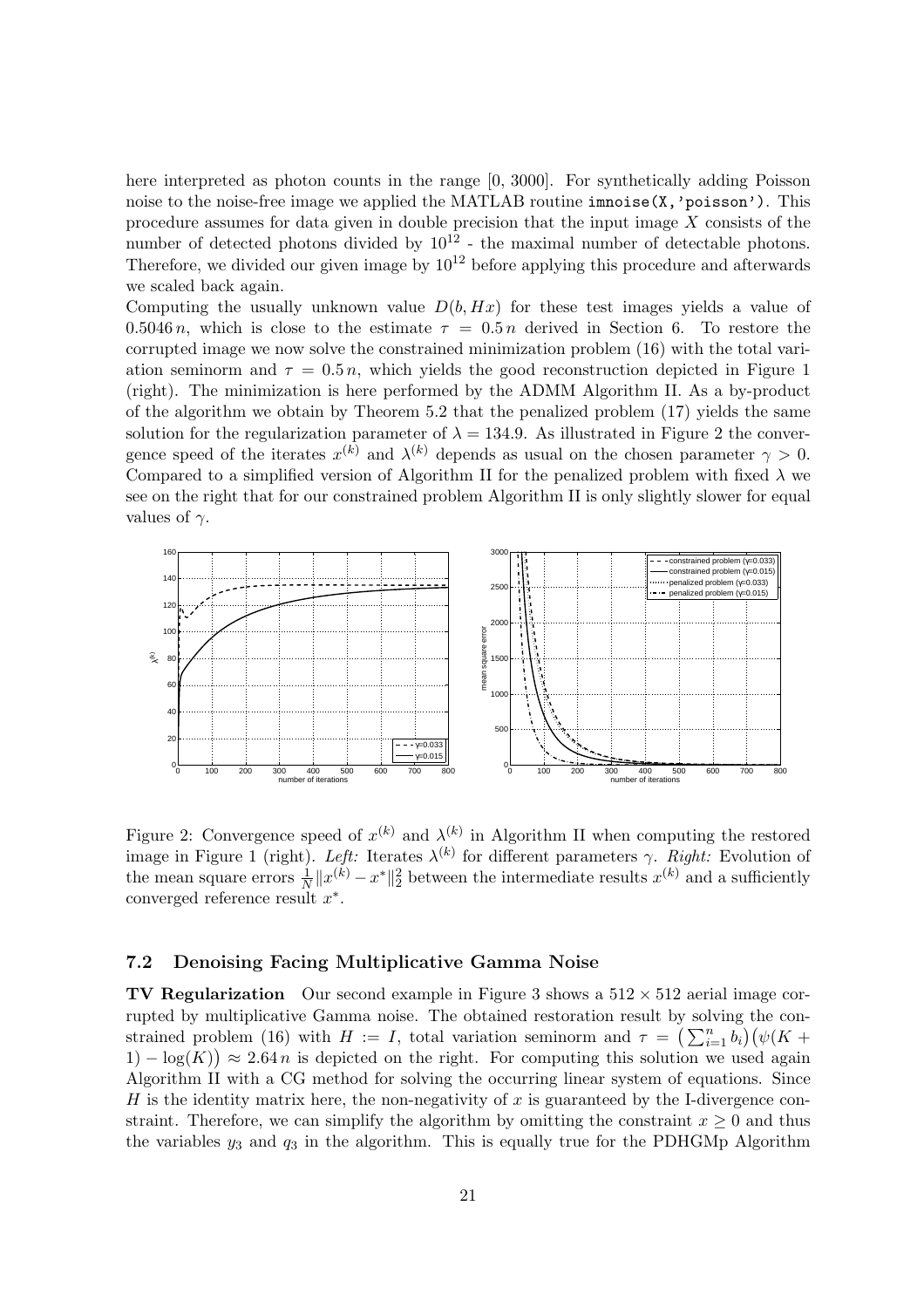here interpreted as photon counts in the range [0, 3000]. For synthetically adding Poisson noise to the noise-free image we applied the MATLAB routine `imnoise(X,'poisson')`. This procedure assumes for data given in double precision that the input image $X$ consists of the number of detected photons divided by $10^{12}$ - the maximal number of detectable photons. Therefore, we divided our given image by $10^{12}$ before applying this procedure and afterwards we scaled back again.

Computing the usually unknown value $D(b, Hx)$ for these test images yields a value of $0.5046\,n$, which is close to the estimate $\tau = 0.5\,n$ derived in Section 6. To restore the corrupted image we now solve the constrained minimization problem (16) with the total variation seminorm and $\tau = 0.5\,n$, which yields the good reconstruction depicted in Figure 1 (right). The minimization is here performed by the ADMM Algorithm II. As a by-product of the algorithm we obtain by Theorem 5.2 that the penalized problem (17) yields the same solution for the regularization parameter of $\lambda = 134.9$. As illustrated in Figure 2 the convergence speed of the iterates $x^{(k)}$ and $\lambda^{(k)}$ depends as usual on the chosen parameter $\gamma > 0$. Compared to a simplified version of Algorithm II for the penalized problem with fixed $\lambda$ we see on the right that for our constrained problem Algorithm II is only slightly slower for equal values of $\gamma$.

Figure 2: Convergence speed of $x^{(k)}$ and $\lambda^{(k)}$ in Algorithm II when computing the restored image in Figure 1 (right). *Left:* Iterates $\lambda^{(k)}$ for different parameters $\gamma$. *Right:* Evolution of the mean square errors $\frac{1}{N}\|x^{(k)} - x^*\|_2^2$ between the intermediate results $x^{(k)}$ and a sufficiently converged reference result $x^*$.

### 7.2 Denoising Facing Multiplicative Gamma Noise

**TV Regularization** Our second example in Figure 3 shows a $512 \times 512$ aerial image corrupted by multiplicative Gamma noise. The obtained restoration result by solving the constrained problem (16) with $H := I$, total variation seminorm and $\tau = \left(\sum_{i=1}^n b_i\right)\left(\psi(K+1) - \log(K)\right) \approx 2.64\,n$ is depicted on the right. For computing this solution we used again Algorithm II with a CG method for solving the occurring linear system of equations. Since $H$ is the identity matrix here, the non-negativity of $x$ is guaranteed by the I-divergence constraint. Therefore, we can simplify the algorithm by omitting the constraint $x \geq 0$ and thus the variables $y_3$ and $q_3$ in the algorithm. This is equally true for the PDHGMp Algorithm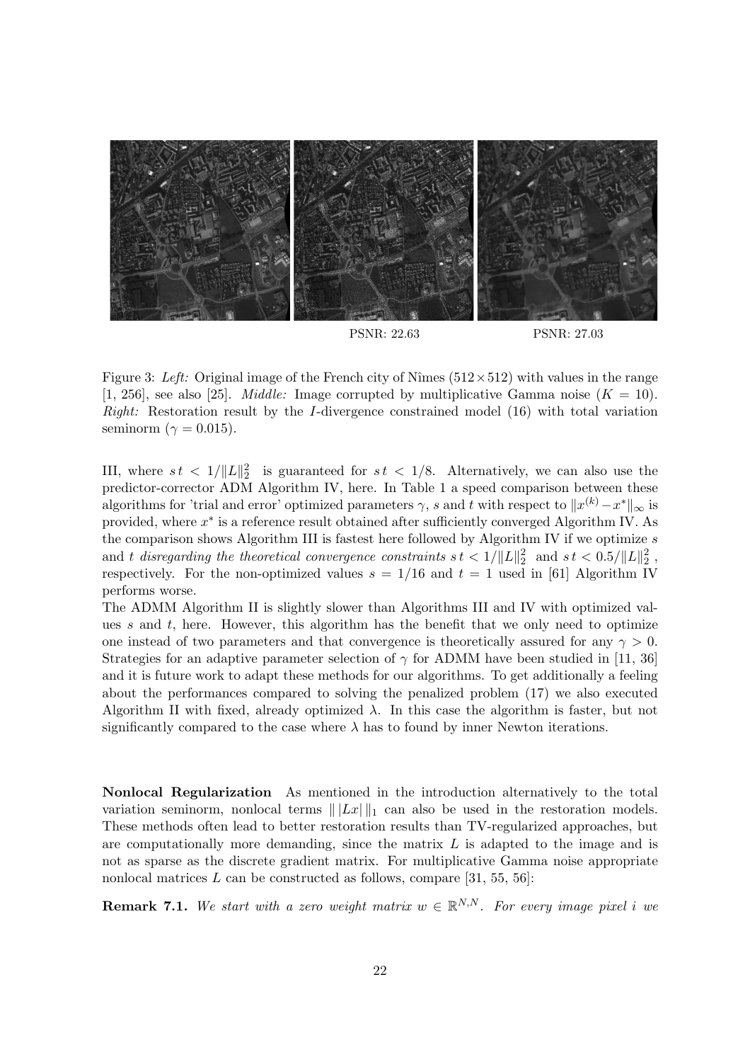PSNR: 22.63 PSNR: 27.03

Figure 3: *Left:* Original image of the French city of Nîmes ($512 \times 512$) with values in the range [1, 256], see also [25]. *Middle:* Image corrupted by multiplicative Gamma noise ($K = 10$). *Right:* Restoration result by the $I$-divergence constrained model (16) with total variation seminorm ($\gamma = 0.015$).

III, where $s\,t < 1/\|L\|_2^2$ is guaranteed for $s\,t < 1/8$. Alternatively, we can also use the predictor-corrector ADM Algorithm IV, here. In Table 1 a speed comparison between these algorithms for 'trial and error' optimized parameters $\gamma$, $s$ and $t$ with respect to $\|x^{(k)} - x^*\|_\infty$ is provided, where $x^*$ is a reference result obtained after sufficiently converged Algorithm IV. As the comparison shows Algorithm III is fastest here followed by Algorithm IV if we optimize $s$ and $t$ *disregarding the theoretical convergence constraints* $s\,t < 1/\|L\|_2^2$ and $s\,t < 0.5/\|L\|_2^2$, respectively. For the non-optimized values $s = 1/16$ and $t = 1$ used in [61] Algorithm IV performs worse.
The ADMM Algorithm II is slightly slower than Algorithms III and IV with optimized values $s$ and $t$, here. However, this algorithm has the benefit that we only need to optimize one instead of two parameters and that convergence is theoretically assured for any $\gamma > 0$. Strategies for an adaptive parameter selection of $\gamma$ for ADMM have been studied in [11, 36] and it is future work to adapt these methods for our algorithms. To get additionally a feeling about the performances compared to solving the penalized problem (17) we also executed Algorithm II with fixed, already optimized $\lambda$. In this case the algorithm is faster, but not significantly compared to the case where $\lambda$ has to found by inner Newton iterations.

**Nonlocal Regularization** As mentioned in the introduction alternatively to the total variation seminorm, nonlocal terms $\|\,|Lx|\,\|_1$ can also be used in the restoration models. These methods often lead to better restoration results than TV-regularized approaches, but are computationally more demanding, since the matrix $L$ is adapted to the image and is not as sparse as the discrete gradient matrix. For multiplicative Gamma noise appropriate nonlocal matrices $L$ can be constructed as follows, compare [31, 55, 56]:

**Remark 7.1.** *We start with a zero weight matrix $w \in \mathbb{R}^{N,N}$. For every image pixel $i$ we*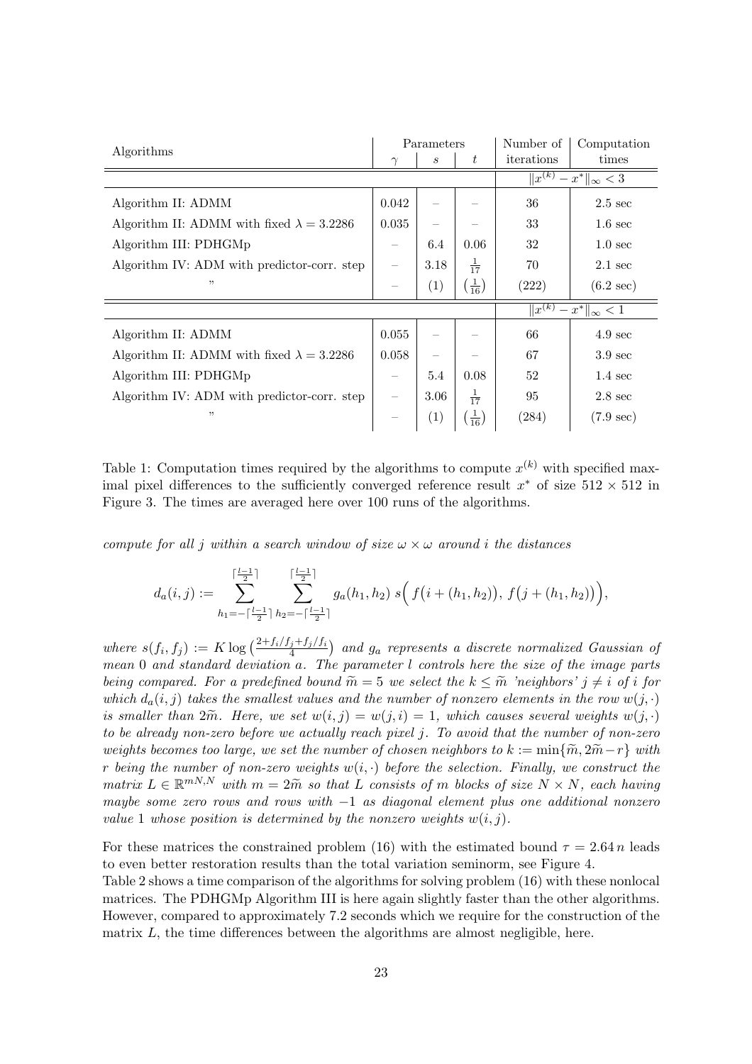| Algorithms | Parameters | | | Number of | Computation |
|---|---|---|---|---|---|
| | $\gamma$ | $s$ | $t$ | iterations | times |
| | | | | $\|x^{(k)} - x^*\|_\infty < 3$ | |
| Algorithm II: ADMM | 0.042 | – | – | 36 | 2.5 sec |
| Algorithm II: ADMM with fixed $\lambda = 3.2286$ | 0.035 | – | – | 33 | 1.6 sec |
| Algorithm III: PDHGMp | – | 6.4 | 0.06 | 32 | 1.0 sec |
| Algorithm IV: ADM with predictor-corr. step | – | 3.18 | $\frac{1}{17}$ | 70 | 2.1 sec |
| " | – | (1) | $\left(\frac{1}{16}\right)$ | (222) | (6.2 sec) |
| | | | | $\|x^{(k)} - x^*\|_\infty < 1$ | |
| Algorithm II: ADMM | 0.055 | – | – | 66 | 4.9 sec |
| Algorithm II: ADMM with fixed $\lambda = 3.2286$ | 0.058 | – | – | 67 | 3.9 sec |
| Algorithm III: PDHGMp | – | 5.4 | 0.08 | 52 | 1.4 sec |
| Algorithm IV: ADM with predictor-corr. step | – | 3.06 | $\frac{1}{17}$ | 95 | 2.8 sec |
| " | – | (1) | $\left(\frac{1}{16}\right)$ | (284) | (7.9 sec) |

Table 1: Computation times required by the algorithms to compute $x^{(k)}$ with specified maximal pixel differences to the sufficiently converged reference result $x^*$ of size $512 \times 512$ in Figure 3. The times are averaged here over 100 runs of the algorithms.

*compute for all $j$ within a search window of size $\omega \times \omega$ around $i$ the distances*

$$d_a(i,j) := \sum_{h_1=-\lceil\frac{l-1}{2}\rceil}^{\lceil\frac{l-1}{2}\rceil} \sum_{h_2=-\lceil\frac{l-1}{2}\rceil}^{\lceil\frac{l-1}{2}\rceil} g_a(h_1,h_2)\, s\Big(f\big(i+(h_1,h_2)\big),\, f\big(j+(h_1,h_2)\big)\Big),$$

*where $s(f_i,f_j) := K \log\left(\frac{2+f_i/f_j+f_j/f_i}{4}\right)$ and $g_a$ represents a discrete normalized Gaussian of mean 0 and standard deviation $a$. The parameter $l$ controls here the size of the image parts being compared. For a predefined bound $\widetilde{m} = 5$ we select the $k \le \widetilde{m}$ 'neighbors' $j \ne i$ of $i$ for which $d_a(i,j)$ takes the smallest values and the number of nonzero elements in the row $w(j,\cdot)$ is smaller than $2\widetilde{m}$. Here, we set $w(i,j) = w(j,i) = 1$, which causes several weights $w(j,\cdot)$ to be already non-zero before we actually reach pixel $j$. To avoid that the number of non-zero weights becomes too large, we set the number of chosen neighbors to $k := \min\{\widetilde{m}, 2\widetilde{m} - r\}$ with $r$ being the number of non-zero weights $w(i,\cdot)$ before the selection. Finally, we construct the matrix $L \in \mathbb{R}^{mN,N}$ with $m = 2\widetilde{m}$ so that $L$ consists of $m$ blocks of size $N \times N$, each having maybe some zero rows and rows with $-1$ as diagonal element plus one additional nonzero value 1 whose position is determined by the nonzero weights $w(i,j)$.*

For these matrices the constrained problem (16) with the estimated bound $\tau = 2.64\,n$ leads to even better restoration results than the total variation seminorm, see Figure 4.
Table 2 shows a time comparison of the algorithms for solving problem (16) with these nonlocal matrices. The PDHGMp Algorithm III is here again slightly faster than the other algorithms. However, compared to approximately 7.2 seconds which we require for the construction of the matrix $L$, the time differences between the algorithms are almost negligible, here.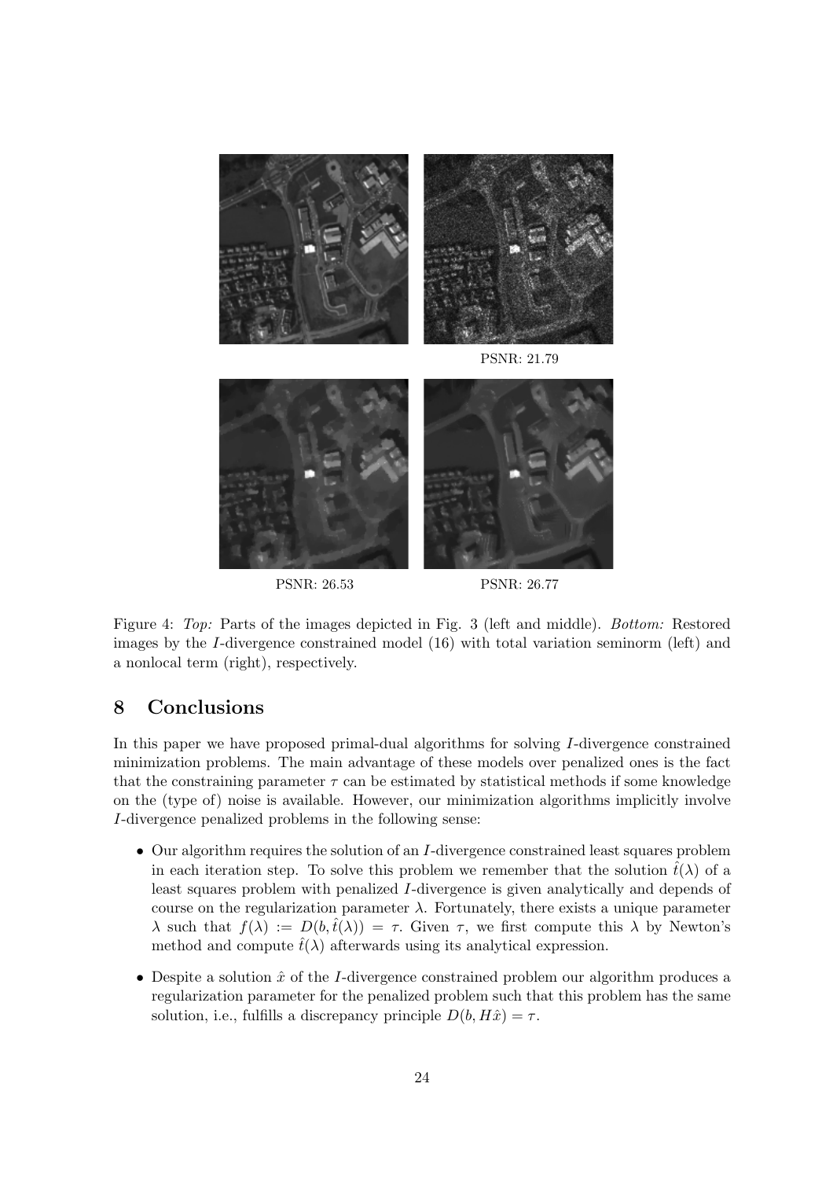PSNR: 21.79

PSNR: 26.53

PSNR: 26.77

Figure 4: *Top:* Parts of the images depicted in Fig. 3 (left and middle). *Bottom:* Restored images by the $I$-divergence constrained model (16) with total variation seminorm (left) and a nonlocal term (right), respectively.

## 8 Conclusions

In this paper we have proposed primal-dual algorithms for solving $I$-divergence constrained minimization problems. The main advantage of these models over penalized ones is the fact that the constraining parameter $\tau$ can be estimated by statistical methods if some knowledge on the (type of) noise is available. However, our minimization algorithms implicitly involve $I$-divergence penalized problems in the following sense:

- Our algorithm requires the solution of an $I$-divergence constrained least squares problem in each iteration step. To solve this problem we remember that the solution $\hat{t}(\lambda)$ of a least squares problem with penalized $I$-divergence is given analytically and depends of course on the regularization parameter $\lambda$. Fortunately, there exists a unique parameter $\lambda$ such that $f(\lambda) := D(b, \hat{t}(\lambda)) = \tau$. Given $\tau$, we first compute this $\lambda$ by Newton's method and compute $\hat{t}(\lambda)$ afterwards using its analytical expression.
- Despite a solution $\hat{x}$ of the $I$-divergence constrained problem our algorithm produces a regularization parameter for the penalized problem such that this problem has the same solution, i.e., fulfills a discrepancy principle $D(b, H\hat{x}) = \tau$.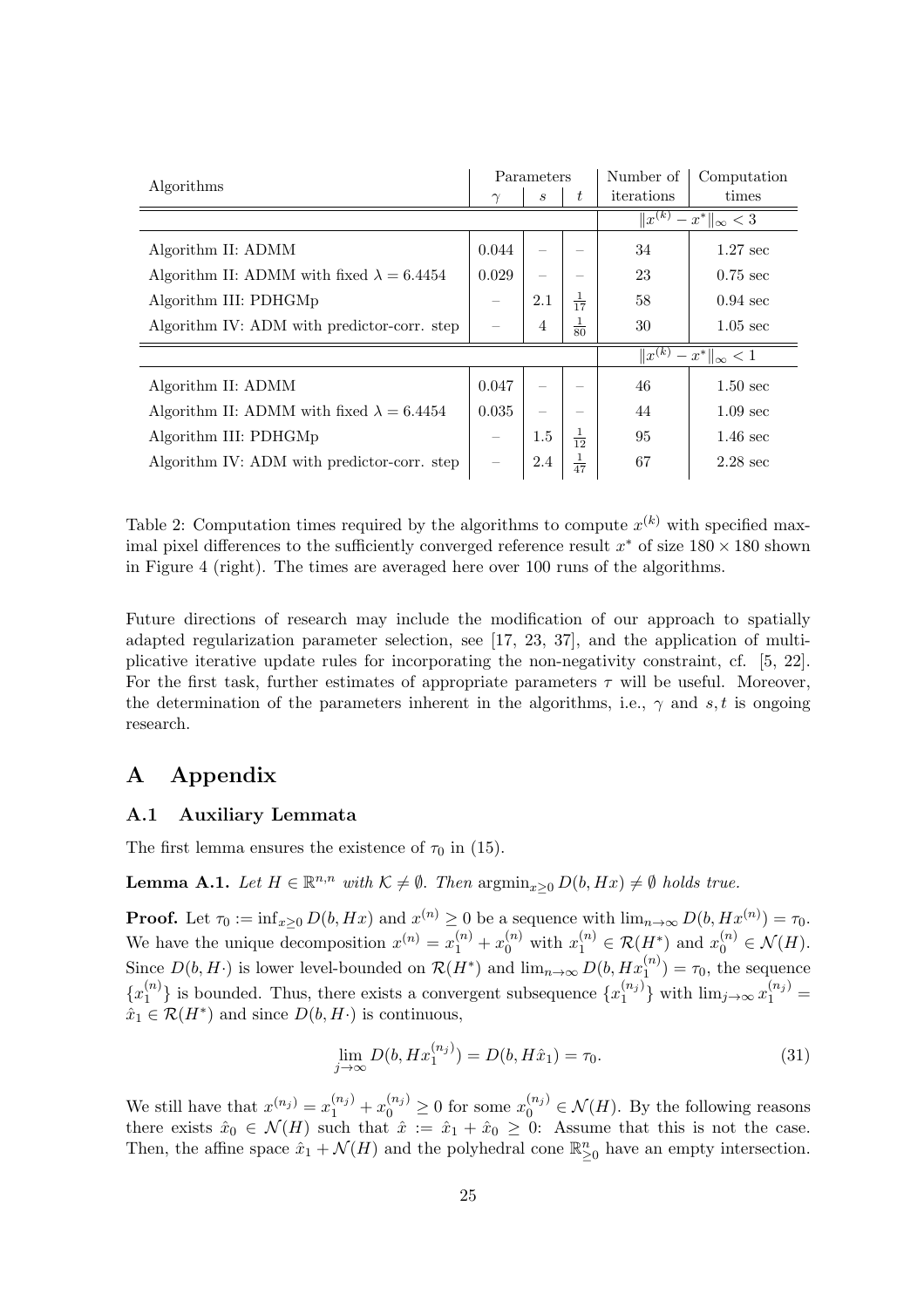| Algorithms | Parameters | | | Number of | Computation |
|---|---|---|---|---|---|
| | $\gamma$ | $s$ | $t$ | iterations | times |
| | | | | $\|x^{(k)} - x^*\|_\infty < 3$ | |
| Algorithm II: ADMM | 0.044 | – | – | 34 | 1.27 sec |
| Algorithm II: ADMM with fixed $\lambda = 6.4454$ | 0.029 | – | – | 23 | 0.75 sec |
| Algorithm III: PDHGMp | – | 2.1 | $\frac{1}{17}$ | 58 | 0.94 sec |
| Algorithm IV: ADM with predictor-corr. step | – | 4 | $\frac{1}{80}$ | 30 | 1.05 sec |
| | | | | $\|x^{(k)} - x^*\|_\infty < 1$ | |
| Algorithm II: ADMM | 0.047 | – | – | 46 | 1.50 sec |
| Algorithm II: ADMM with fixed $\lambda = 6.4454$ | 0.035 | – | – | 44 | 1.09 sec |
| Algorithm III: PDHGMp | – | 1.5 | $\frac{1}{12}$ | 95 | 1.46 sec |
| Algorithm IV: ADM with predictor-corr. step | – | 2.4 | $\frac{1}{47}$ | 67 | 2.28 sec |

Table 2: Computation times required by the algorithms to compute $x^{(k)}$ with specified maximal pixel differences to the sufficiently converged reference result $x^*$ of size $180 \times 180$ shown in Figure 4 (right). The times are averaged here over 100 runs of the algorithms.

Future directions of research may include the modification of our approach to spatially adapted regularization parameter selection, see [17, 23, 37], and the application of multiplicative iterative update rules for incorporating the non-negativity constraint, cf. [5, 22]. For the first task, further estimates of appropriate parameters $\tau$ will be useful. Moreover, the determination of the parameters inherent in the algorithms, i.e., $\gamma$ and $s, t$ is ongoing research.

# A Appendix

## A.1 Auxiliary Lemmata

The first lemma ensures the existence of $\tau_0$ in (15).

**Lemma A.1.** *Let $H \in \mathbb{R}^{n,n}$ with $\mathcal{K} \neq \emptyset$. Then $\operatorname{argmin}_{x \geq 0} D(b, Hx) \neq \emptyset$ holds true.*

**Proof.** Let $\tau_0 := \inf_{x \geq 0} D(b, Hx)$ and $x^{(n)} \geq 0$ be a sequence with $\lim_{n\to\infty} D(b, Hx^{(n)}) = \tau_0$. We have the unique decomposition $x^{(n)} = x_1^{(n)} + x_0^{(n)}$ with $x_1^{(n)} \in \mathcal{R}(H^*)$ and $x_0^{(n)} \in \mathcal{N}(H)$. Since $D(b, H\cdot)$ is lower level-bounded on $\mathcal{R}(H^*)$ and $\lim_{n\to\infty} D(b, Hx_1^{(n)}) = \tau_0$, the sequence $\{x_1^{(n)}\}$ is bounded. Thus, there exists a convergent subsequence $\{x_1^{(n_j)}\}$ with $\lim_{j\to\infty} x_1^{(n_j)} = \hat{x}_1 \in \mathcal{R}(H^*)$ and since $D(b, H\cdot)$ is continuous,

$$\lim_{j\to\infty} D(b, Hx_1^{(n_j)}) = D(b, H\hat{x}_1) = \tau_0. \tag{31}$$

We still have that $x^{(n_j)} = x_1^{(n_j)} + x_0^{(n_j)} \geq 0$ for some $x_0^{(n_j)} \in \mathcal{N}(H)$. By the following reasons there exists $\hat{x}_0 \in \mathcal{N}(H)$ such that $\hat{x} := \hat{x}_1 + \hat{x}_0 \geq 0$: Assume that this is not the case. Then, the affine space $\hat{x}_1 + \mathcal{N}(H)$ and the polyhedral cone $\mathbb{R}^n_{\geq 0}$ have an empty intersection.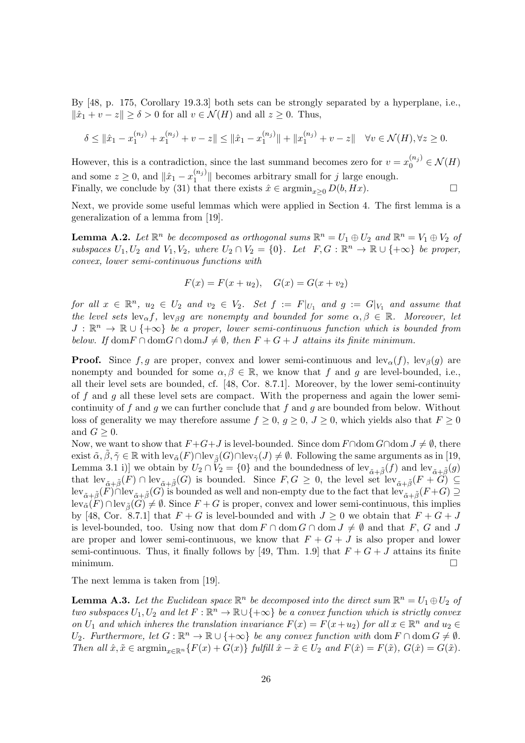By [48, p. 175, Corollary 19.3.3] both sets can be strongly separated by a hyperplane, i.e., $\|\hat{x}_1 + v - z\| \geq \delta > 0$ for all $v \in \mathcal{N}(H)$ and all $z \geq 0$. Thus,

$$\delta \leq \|\hat{x}_1 - x_1^{(n_j)} + x_1^{(n_j)} + v - z\| \leq \|\hat{x}_1 - x_1^{(n_j)}\| + \|x_1^{(n_j)} + v - z\| \quad \forall v \in \mathcal{N}(H), \forall z \geq 0.$$

However, this is a contradiction, since the last summand becomes zero for $v = x_0^{(n_j)} \in \mathcal{N}(H)$ and some $z \geq 0$, and $\|\hat{x}_1 - x_1^{(n_j)}\|$ becomes arbitrary small for $j$ large enough.
Finally, we conclude by (31) that there exists $\hat{x} \in \operatorname{argmin}_{x \geq 0} D(b, Hx)$. $\square$

Next, we provide some useful lemmas which were applied in Section 4. The first lemma is a generalization of a lemma from [19].

**Lemma A.2.** *Let $\mathbb{R}^n$ be decomposed as orthogonal sums $\mathbb{R}^n = U_1 \oplus U_2$ and $\mathbb{R}^n = V_1 \oplus V_2$ of subspaces $U_1, U_2$ and $V_1, V_2$, where $U_2 \cap V_2 = \{0\}$. Let $F, G : \mathbb{R}^n \to \mathbb{R} \cup \{+\infty\}$ be proper, convex, lower semi-continuous functions with*

$$F(x) = F(x + u_2), \quad G(x) = G(x + v_2)$$

*for all $x \in \mathbb{R}^n$, $u_2 \in U_2$ and $v_2 \in V_2$. Set $f := F|_{U_1}$ and $g := G|_{V_1}$ and assume that the level sets $\operatorname{lev}_\alpha f$, $\operatorname{lev}_\beta g$ are nonempty and bounded for some $\alpha, \beta \in \mathbb{R}$. Moreover, let $J : \mathbb{R}^n \to \mathbb{R} \cup \{+\infty\}$ be a proper, lower semi-continuous function which is bounded from below. If $\operatorname{dom} F \cap \operatorname{dom} G \cap \operatorname{dom} J \neq \emptyset$, then $F + G + J$ attains its finite minimum.*

**Proof.** Since $f, g$ are proper, convex and lower semi-continuous and $\operatorname{lev}_\alpha(f)$, $\operatorname{lev}_\beta(g)$ are nonempty and bounded for some $\alpha, \beta \in \mathbb{R}$, we know that $f$ and $g$ are level-bounded, i.e., all their level sets are bounded, cf. [48, Cor. 8.7.1]. Moreover, by the lower semi-continuity of $f$ and $g$ all these level sets are compact. With the properness and again the lower semi-continuity of $f$ and $g$ we can further conclude that $f$ and $g$ are bounded from below. Without loss of generality we may therefore assume $f \geq 0$, $g \geq 0$, $J \geq 0$, which yields also that $F \geq 0$ and $G \geq 0$.
Now, we want to show that $F+G+J$ is level-bounded. Since $\operatorname{dom} F \cap \operatorname{dom} G \cap \operatorname{dom} J \neq \emptyset$, there exist $\tilde{\alpha}, \tilde{\beta}, \tilde{\gamma} \in \mathbb{R}$ with $\operatorname{lev}_{\tilde{\alpha}}(F) \cap \operatorname{lev}_{\tilde{\beta}}(G) \cap \operatorname{lev}_{\tilde{\gamma}}(J) \neq \emptyset$. Following the same arguments as in [19, Lemma 3.1 i)] we obtain by $U_2 \cap V_2 = \{0\}$ and the boundedness of $\operatorname{lev}_{\tilde{\alpha}+\tilde{\beta}}(f)$ and $\operatorname{lev}_{\tilde{\alpha}+\tilde{\beta}}(g)$ that $\operatorname{lev}_{\tilde{\alpha}+\tilde{\beta}}(F) \cap \operatorname{lev}_{\tilde{\alpha}+\tilde{\beta}}(G)$ is bounded. Since $F, G \geq 0$, the level set $\operatorname{lev}_{\tilde{\alpha}+\tilde{\beta}}(F + G) \subseteq \operatorname{lev}_{\tilde{\alpha}+\tilde{\beta}}(F) \cap \operatorname{lev}_{\tilde{\alpha}+\tilde{\beta}}(G)$ is bounded as well and non-empty due to the fact that $\operatorname{lev}_{\tilde{\alpha}+\tilde{\beta}}(F+G) \supseteq \operatorname{lev}_{\tilde{\alpha}}(F) \cap \operatorname{lev}_{\tilde{\beta}}(G) \neq \emptyset$. Since $F + G$ is proper, convex and lower semi-continuous, this implies by [48, Cor. 8.7.1] that $F + G$ is level-bounded and with $J \geq 0$ we obtain that $F + G + J$ is level-bounded, too. Using now that $\operatorname{dom} F \cap \operatorname{dom} G \cap \operatorname{dom} J \neq \emptyset$ and that $F$, $G$ and $J$ are proper and lower semi-continuous, we know that $F + G + J$ is also proper and lower semi-continuous. Thus, it finally follows by [49, Thm. 1.9] that $F + G + J$ attains its finite minimum. $\square$

The next lemma is taken from [19].

**Lemma A.3.** *Let the Euclidean space $\mathbb{R}^n$ be decomposed into the direct sum $\mathbb{R}^n = U_1 \oplus U_2$ of two subspaces $U_1, U_2$ and let $F : \mathbb{R}^n \to \mathbb{R} \cup \{+\infty\}$ be a convex function which is strictly convex on $U_1$ and which inheres the translation invariance $F(x) = F(x + u_2)$ for all $x \in \mathbb{R}^n$ and $u_2 \in U_2$. Furthermore, let $G : \mathbb{R}^n \to \mathbb{R} \cup \{+\infty\}$ be any convex function with $\operatorname{dom} F \cap \operatorname{dom} G \neq \emptyset$. Then all $\hat{x}, \tilde{x} \in \operatorname{argmin}_{x \in \mathbb{R}^n} \{F(x) + G(x)\}$ fulfill $\hat{x} - \tilde{x} \in U_2$ and $F(\hat{x}) = F(\tilde{x})$, $G(\hat{x}) = G(\tilde{x})$.*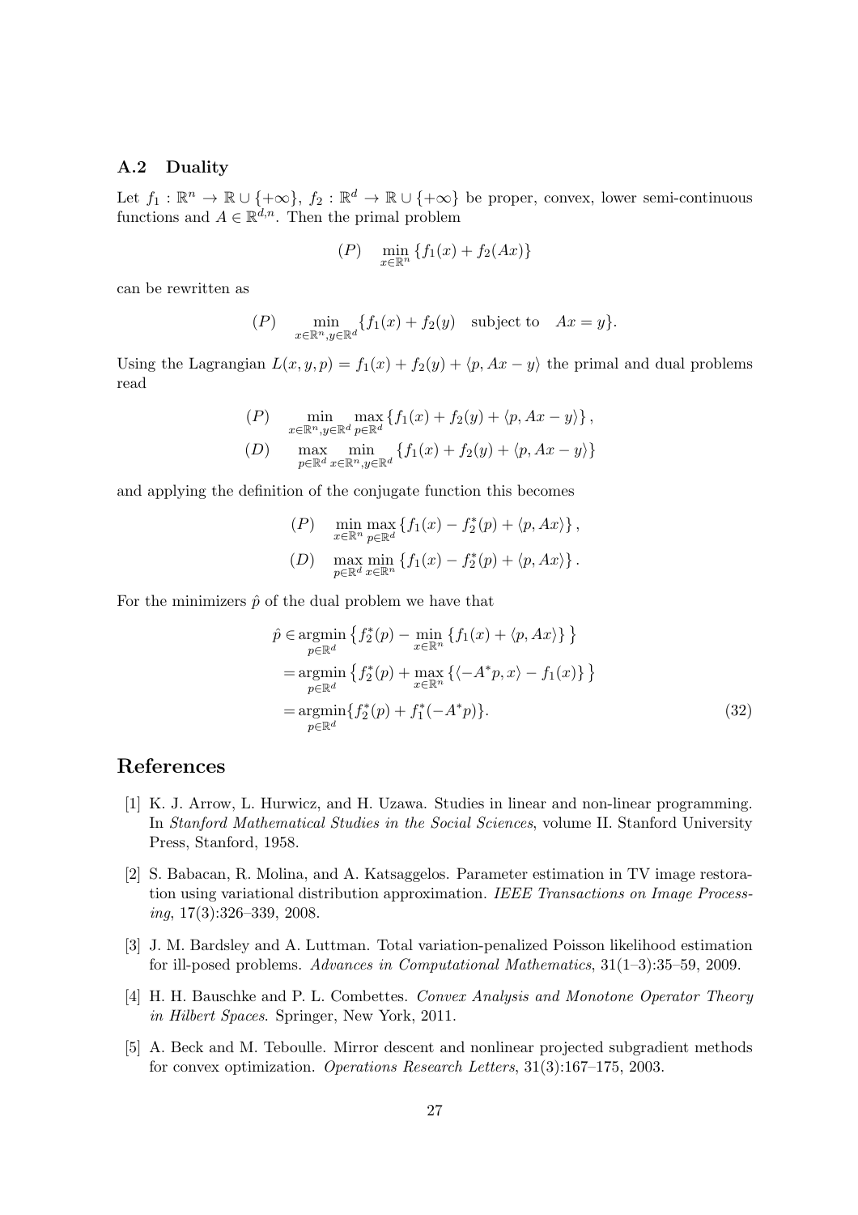### A.2 Duality

Let $f_1 : \mathbb{R}^n \to \mathbb{R} \cup \{+\infty\}$, $f_2 : \mathbb{R}^d \to \mathbb{R} \cup \{+\infty\}$ be proper, convex, lower semi-continuous functions and $A \in \mathbb{R}^{d,n}$. Then the primal problem

$$(P) \quad \min_{x \in \mathbb{R}^n} \{f_1(x) + f_2(Ax)\}$$

can be rewritten as

$$(P) \quad \min_{x \in \mathbb{R}^n, y \in \mathbb{R}^d} \{f_1(x) + f_2(y) \quad \text{subject to} \quad Ax = y\}.$$

Using the Lagrangian $L(x, y, p) = f_1(x) + f_2(y) + \langle p, Ax - y\rangle$ the primal and dual problems read

$$\begin{aligned}
(P) \quad & \min_{x \in \mathbb{R}^n, y \in \mathbb{R}^d} \max_{p \in \mathbb{R}^d} \{f_1(x) + f_2(y) + \langle p, Ax - y\rangle\}, \\
(D) \quad & \max_{p \in \mathbb{R}^d} \min_{x \in \mathbb{R}^n, y \in \mathbb{R}^d} \{f_1(x) + f_2(y) + \langle p, Ax - y\rangle\}
\end{aligned}$$

and applying the definition of the conjugate function this becomes

$$\begin{aligned}
(P) \quad & \min_{x \in \mathbb{R}^n} \max_{p \in \mathbb{R}^d} \{f_1(x) - f_2^*(p) + \langle p, Ax\rangle\}, \\
(D) \quad & \max_{p \in \mathbb{R}^d} \min_{x \in \mathbb{R}^n} \{f_1(x) - f_2^*(p) + \langle p, Ax\rangle\}.
\end{aligned}$$

For the minimizers $\hat{p}$ of the dual problem we have that

$$\begin{aligned}
\hat{p} \in & \operatorname*{argmin}_{p \in \mathbb{R}^d} \left\{ f_2^*(p) - \min_{x \in \mathbb{R}^n} \{f_1(x) + \langle p, Ax\rangle\} \right\} \\
= & \operatorname*{argmin}_{p \in \mathbb{R}^d} \left\{ f_2^*(p) + \max_{x \in \mathbb{R}^n} \{\langle -A^* p, x\rangle - f_1(x)\} \right\} \\
= & \operatorname*{argmin}_{p \in \mathbb{R}^d} \{f_2^*(p) + f_1^*(-A^* p)\}.
\end{aligned} \tag{32}$$

## References

[1] K. J. Arrow, L. Hurwicz, and H. Uzawa. Studies in linear and non-linear programming. In *Stanford Mathematical Studies in the Social Sciences*, volume II. Stanford University Press, Stanford, 1958.

[2] S. Babacan, R. Molina, and A. Katsaggelos. Parameter estimation in TV image restoration using variational distribution approximation. *IEEE Transactions on Image Processing*, 17(3):326–339, 2008.

[3] J. M. Bardsley and A. Luttman. Total variation-penalized Poisson likelihood estimation for ill-posed problems. *Advances in Computational Mathematics*, 31(1–3):35–59, 2009.

[4] H. H. Bauschke and P. L. Combettes. *Convex Analysis and Monotone Operator Theory in Hilbert Spaces*. Springer, New York, 2011.

[5] A. Beck and M. Teboulle. Mirror descent and nonlinear projected subgradient methods for convex optimization. *Operations Research Letters*, 31(3):167–175, 2003.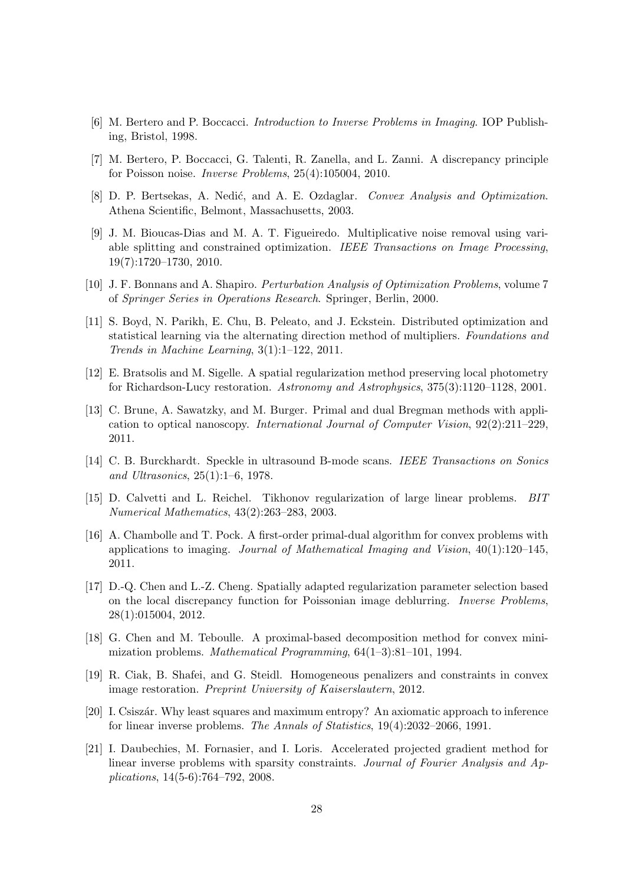[6] M. Bertero and P. Boccacci. *Introduction to Inverse Problems in Imaging*. IOP Publishing, Bristol, 1998.

[7] M. Bertero, P. Boccacci, G. Talenti, R. Zanella, and L. Zanni. A discrepancy principle for Poisson noise. *Inverse Problems*, 25(4):105004, 2010.

[8] D. P. Bertsekas, A. Nedić, and A. E. Ozdaglar. *Convex Analysis and Optimization*. Athena Scientific, Belmont, Massachusetts, 2003.

[9] J. M. Bioucas-Dias and M. A. T. Figueiredo. Multiplicative noise removal using variable splitting and constrained optimization. *IEEE Transactions on Image Processing*, 19(7):1720–1730, 2010.

[10] J. F. Bonnans and A. Shapiro. *Perturbation Analysis of Optimization Problems*, volume 7 of *Springer Series in Operations Research*. Springer, Berlin, 2000.

[11] S. Boyd, N. Parikh, E. Chu, B. Peleato, and J. Eckstein. Distributed optimization and statistical learning via the alternating direction method of multipliers. *Foundations and Trends in Machine Learning*, 3(1):1–122, 2011.

[12] E. Bratsolis and M. Sigelle. A spatial regularization method preserving local photometry for Richardson-Lucy restoration. *Astronomy and Astrophysics*, 375(3):1120–1128, 2001.

[13] C. Brune, A. Sawatzky, and M. Burger. Primal and dual Bregman methods with application to optical nanoscopy. *International Journal of Computer Vision*, 92(2):211–229, 2011.

[14] C. B. Burckhardt. Speckle in ultrasound B-mode scans. *IEEE Transactions on Sonics and Ultrasonics*, 25(1):1–6, 1978.

[15] D. Calvetti and L. Reichel. Tikhonov regularization of large linear problems. *BIT Numerical Mathematics*, 43(2):263–283, 2003.

[16] A. Chambolle and T. Pock. A first-order primal-dual algorithm for convex problems with applications to imaging. *Journal of Mathematical Imaging and Vision*, 40(1):120–145, 2011.

[17] D.-Q. Chen and L.-Z. Cheng. Spatially adapted regularization parameter selection based on the local discrepancy function for Poissonian image deblurring. *Inverse Problems*, 28(1):015004, 2012.

[18] G. Chen and M. Teboulle. A proximal-based decomposition method for convex minimization problems. *Mathematical Programming*, 64(1–3):81–101, 1994.

[19] R. Ciak, B. Shafei, and G. Steidl. Homogeneous penalizers and constraints in convex image restoration. *Preprint University of Kaiserslautern*, 2012.

[20] I. Csiszár. Why least squares and maximum entropy? An axiomatic approach to inference for linear inverse problems. *The Annals of Statistics*, 19(4):2032–2066, 1991.

[21] I. Daubechies, M. Fornasier, and I. Loris. Accelerated projected gradient method for linear inverse problems with sparsity constraints. *Journal of Fourier Analysis and Applications*, 14(5-6):764–792, 2008.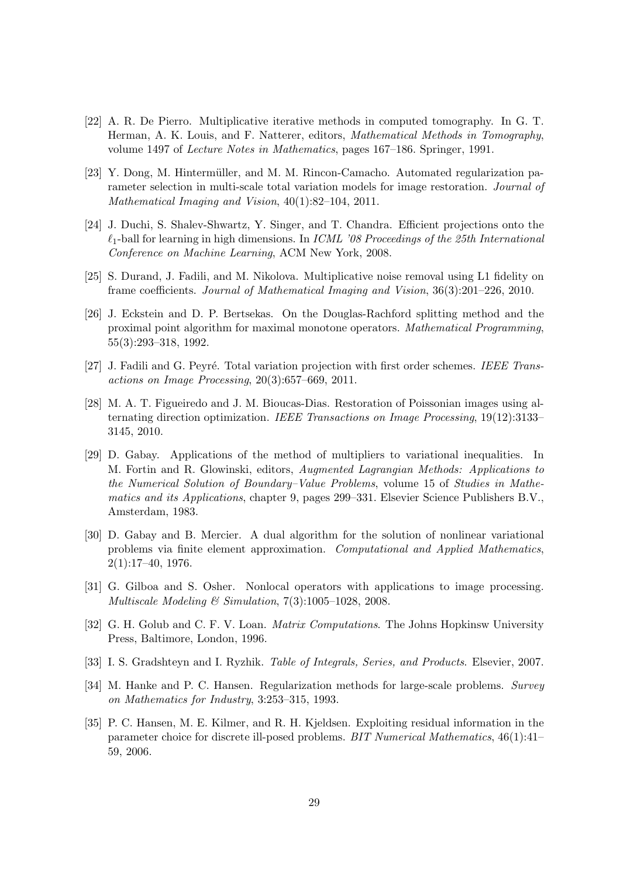[22] A. R. De Pierro. Multiplicative iterative methods in computed tomography. In G. T. Herman, A. K. Louis, and F. Natterer, editors, *Mathematical Methods in Tomography*, volume 1497 of *Lecture Notes in Mathematics*, pages 167–186. Springer, 1991.

[23] Y. Dong, M. Hintermüller, and M. M. Rincon-Camacho. Automated regularization parameter selection in multi-scale total variation models for image restoration. *Journal of Mathematical Imaging and Vision*, 40(1):82–104, 2011.

[24] J. Duchi, S. Shalev-Shwartz, Y. Singer, and T. Chandra. Efficient projections onto the $\ell_1$-ball for learning in high dimensions. In *ICML '08 Proceedings of the 25th International Conference on Machine Learning*, ACM New York, 2008.

[25] S. Durand, J. Fadili, and M. Nikolova. Multiplicative noise removal using L1 fidelity on frame coefficients. *Journal of Mathematical Imaging and Vision*, 36(3):201–226, 2010.

[26] J. Eckstein and D. P. Bertsekas. On the Douglas-Rachford splitting method and the proximal point algorithm for maximal monotone operators. *Mathematical Programming*, 55(3):293–318, 1992.

[27] J. Fadili and G. Peyré. Total variation projection with first order schemes. *IEEE Transactions on Image Processing*, 20(3):657–669, 2011.

[28] M. A. T. Figueiredo and J. M. Bioucas-Dias. Restoration of Poissonian images using alternating direction optimization. *IEEE Transactions on Image Processing*, 19(12):3133–3145, 2010.

[29] D. Gabay. Applications of the method of multipliers to variational inequalities. In M. Fortin and R. Glowinski, editors, *Augmented Lagrangian Methods: Applications to the Numerical Solution of Boundary–Value Problems*, volume 15 of *Studies in Mathematics and its Applications*, chapter 9, pages 299–331. Elsevier Science Publishers B.V., Amsterdam, 1983.

[30] D. Gabay and B. Mercier. A dual algorithm for the solution of nonlinear variational problems via finite element approximation. *Computational and Applied Mathematics*, 2(1):17–40, 1976.

[31] G. Gilboa and S. Osher. Nonlocal operators with applications to image processing. *Multiscale Modeling & Simulation*, 7(3):1005–1028, 2008.

[32] G. H. Golub and C. F. V. Loan. *Matrix Computations*. The Johns Hopkinsw University Press, Baltimore, London, 1996.

[33] I. S. Gradshteyn and I. Ryzhik. *Table of Integrals, Series, and Products*. Elsevier, 2007.

[34] M. Hanke and P. C. Hansen. Regularization methods for large-scale problems. *Survey on Mathematics for Industry*, 3:253–315, 1993.

[35] P. C. Hansen, M. E. Kilmer, and R. H. Kjeldsen. Exploiting residual information in the parameter choice for discrete ill-posed problems. *BIT Numerical Mathematics*, 46(1):41–59, 2006.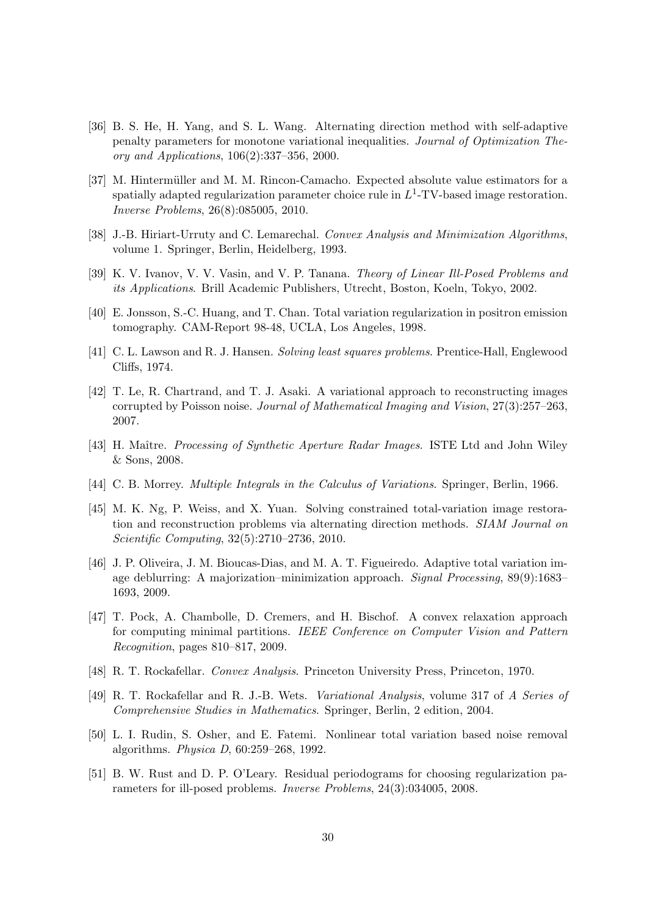[36] B. S. He, H. Yang, and S. L. Wang. Alternating direction method with self-adaptive penalty parameters for monotone variational inequalities. *Journal of Optimization Theory and Applications*, 106(2):337–356, 2000.

[37] M. Hintermüller and M. M. Rincon-Camacho. Expected absolute value estimators for a spatially adapted regularization parameter choice rule in $L^1$-TV-based image restoration. *Inverse Problems*, 26(8):085005, 2010.

[38] J.-B. Hiriart-Urruty and C. Lemarechal. *Convex Analysis and Minimization Algorithms*, volume 1. Springer, Berlin, Heidelberg, 1993.

[39] K. V. Ivanov, V. V. Vasin, and V. P. Tanana. *Theory of Linear Ill-Posed Problems and its Applications*. Brill Academic Publishers, Utrecht, Boston, Koeln, Tokyo, 2002.

[40] E. Jonsson, S.-C. Huang, and T. Chan. Total variation regularization in positron emission tomography. CAM-Report 98-48, UCLA, Los Angeles, 1998.

[41] C. L. Lawson and R. J. Hansen. *Solving least squares problems*. Prentice-Hall, Englewood Cliffs, 1974.

[42] T. Le, R. Chartrand, and T. J. Asaki. A variational approach to reconstructing images corrupted by Poisson noise. *Journal of Mathematical Imaging and Vision*, 27(3):257–263, 2007.

[43] H. Maître. *Processing of Synthetic Aperture Radar Images*. ISTE Ltd and John Wiley & Sons, 2008.

[44] C. B. Morrey. *Multiple Integrals in the Calculus of Variations*. Springer, Berlin, 1966.

[45] M. K. Ng, P. Weiss, and X. Yuan. Solving constrained total-variation image restoration and reconstruction problems via alternating direction methods. *SIAM Journal on Scientific Computing*, 32(5):2710–2736, 2010.

[46] J. P. Oliveira, J. M. Bioucas-Dias, and M. A. T. Figueiredo. Adaptive total variation image deblurring: A majorization–minimization approach. *Signal Processing*, 89(9):1683–1693, 2009.

[47] T. Pock, A. Chambolle, D. Cremers, and H. Bischof. A convex relaxation approach for computing minimal partitions. *IEEE Conference on Computer Vision and Pattern Recognition*, pages 810–817, 2009.

[48] R. T. Rockafellar. *Convex Analysis*. Princeton University Press, Princeton, 1970.

[49] R. T. Rockafellar and R. J.-B. Wets. *Variational Analysis*, volume 317 of *A Series of Comprehensive Studies in Mathematics*. Springer, Berlin, 2 edition, 2004.

[50] L. I. Rudin, S. Osher, and E. Fatemi. Nonlinear total variation based noise removal algorithms. *Physica D*, 60:259–268, 1992.

[51] B. W. Rust and D. P. O'Leary. Residual periodograms for choosing regularization parameters for ill-posed problems. *Inverse Problems*, 24(3):034005, 2008.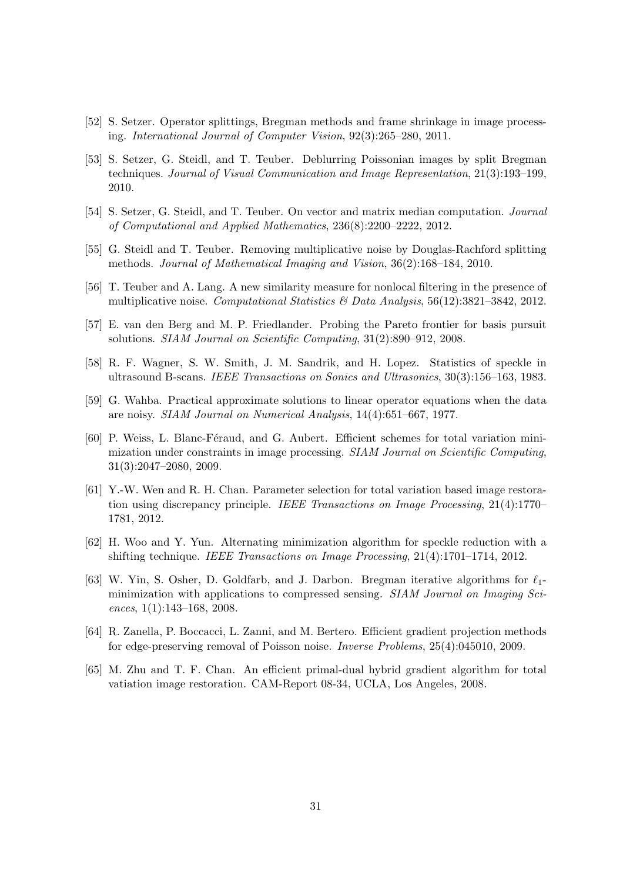[52] S. Setzer. Operator splittings, Bregman methods and frame shrinkage in image processing. *International Journal of Computer Vision*, 92(3):265–280, 2011.

[53] S. Setzer, G. Steidl, and T. Teuber. Deblurring Poissonian images by split Bregman techniques. *Journal of Visual Communication and Image Representation*, 21(3):193–199, 2010.

[54] S. Setzer, G. Steidl, and T. Teuber. On vector and matrix median computation. *Journal of Computational and Applied Mathematics*, 236(8):2200–2222, 2012.

[55] G. Steidl and T. Teuber. Removing multiplicative noise by Douglas-Rachford splitting methods. *Journal of Mathematical Imaging and Vision*, 36(2):168–184, 2010.

[56] T. Teuber and A. Lang. A new similarity measure for nonlocal filtering in the presence of multiplicative noise. *Computational Statistics & Data Analysis*, 56(12):3821–3842, 2012.

[57] E. van den Berg and M. P. Friedlander. Probing the Pareto frontier for basis pursuit solutions. *SIAM Journal on Scientific Computing*, 31(2):890–912, 2008.

[58] R. F. Wagner, S. W. Smith, J. M. Sandrik, and H. Lopez. Statistics of speckle in ultrasound B-scans. *IEEE Transactions on Sonics and Ultrasonics*, 30(3):156–163, 1983.

[59] G. Wahba. Practical approximate solutions to linear operator equations when the data are noisy. *SIAM Journal on Numerical Analysis*, 14(4):651–667, 1977.

[60] P. Weiss, L. Blanc-Féraud, and G. Aubert. Efficient schemes for total variation minimization under constraints in image processing. *SIAM Journal on Scientific Computing*, 31(3):2047–2080, 2009.

[61] Y.-W. Wen and R. H. Chan. Parameter selection for total variation based image restoration using discrepancy principle. *IEEE Transactions on Image Processing*, 21(4):1770–1781, 2012.

[62] H. Woo and Y. Yun. Alternating minimization algorithm for speckle reduction with a shifting technique. *IEEE Transactions on Image Processing*, 21(4):1701–1714, 2012.

[63] W. Yin, S. Osher, D. Goldfarb, and J. Darbon. Bregman iterative algorithms for $\ell_1$-minimization with applications to compressed sensing. *SIAM Journal on Imaging Sciences*, 1(1):143–168, 2008.

[64] R. Zanella, P. Boccacci, L. Zanni, and M. Bertero. Efficient gradient projection methods for edge-preserving removal of Poisson noise. *Inverse Problems*, 25(4):045010, 2009.

[65] M. Zhu and T. F. Chan. An efficient primal-dual hybrid gradient algorithm for total vatiation image restoration. CAM-Report 08-34, UCLA, Los Angeles, 2008.